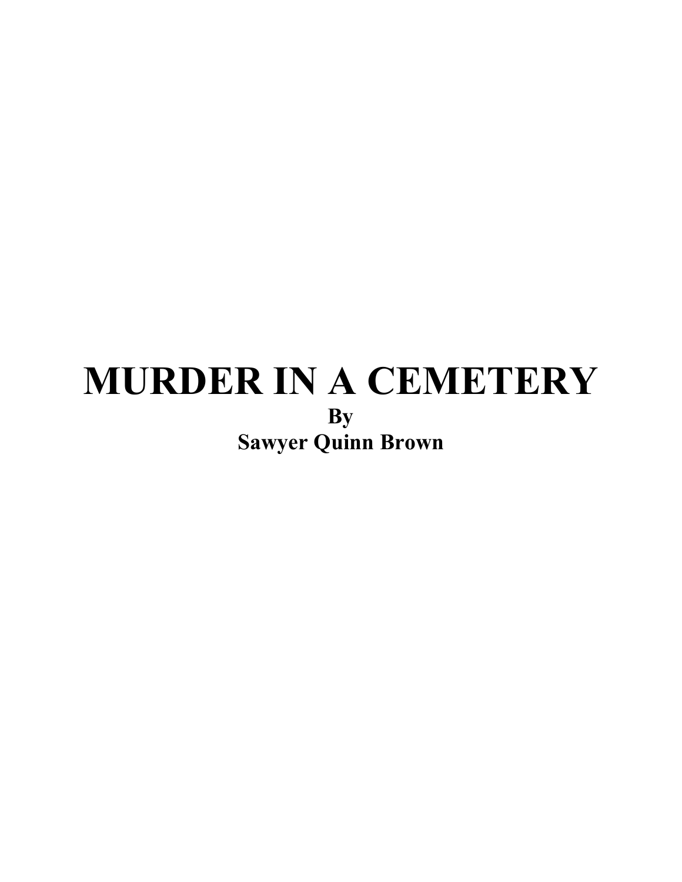# MURDER IN A CEMETERY

**By**

**Sawyer Quinn Brown**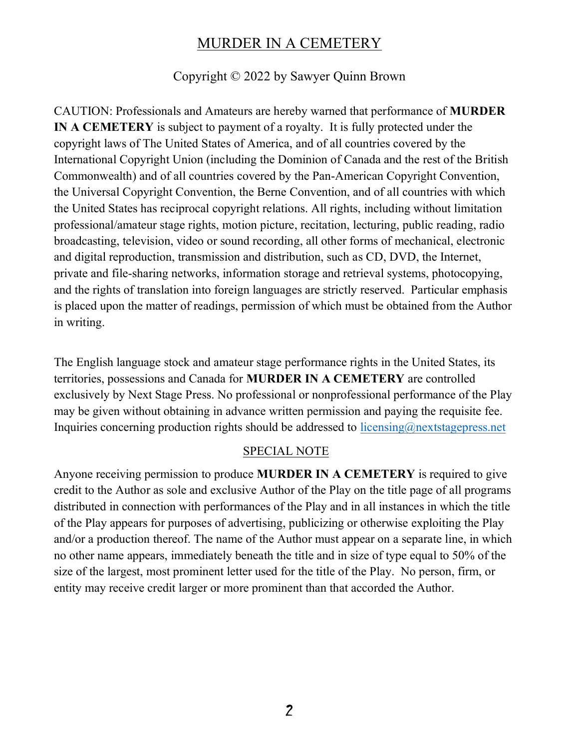# MURDER IN A CEMETERY

Copyright © 2022 by Sawyer Quinn Brown

CAUTION: Professionals and Amateurs are hereby warned that performance of **MURDER IN A CEMETERY** is subject to payment of a royalty. It is fully protected under the copyright laws of The United States of America, and of all countries covered by the International Copyright Union (including the Dominion of Canada and the rest of the British Commonwealth) and of all countries covered by the Pan-American Copyright Convention, the Universal Copyright Convention, the Berne Convention, and of all countries with which the United States has reciprocal copyright relations. All rights, including without limitation professional/amateur stage rights, motion picture, recitation, lecturing, public reading, radio broadcasting, television, video or sound recording, all other forms of mechanical, electronic and digital reproduction, transmission and distribution, such as CD, DVD, the Internet, private and file-sharing networks, information storage and retrieval systems, photocopying, and the rights of translation into foreign languages are strictly reserved. Particular emphasis is placed upon the matter of readings, permission of which must be obtained from the Author in writing.

The English language stock and amateur stage performance rights in the United States, its territories, possessions and Canada for **MURDER IN A CEMETERY** are controlled exclusively by Next Stage Press. No professional or nonprofessional performance of the Play may be given without obtaining in advance written permission and paying the requisite fee. Inquiries concerning production rights should be addressed to licensing@nextstagepress.net

## SPECIAL NOTE

Anyone receiving permission to produce **MURDER IN A CEMETERY** is required to give credit to the Author as sole and exclusive Author of the Play on the title page of all programs distributed in connection with performances of the Play and in all instances in which the title of the Play appears for purposes of advertising, publicizing or otherwise exploiting the Play and/or a production thereof. The name of the Author must appear on a separate line, in which no other name appears, immediately beneath the title and in size of type equal to 50% of the size of the largest, most prominent letter used for the title of the Play. No person, firm, or entity may receive credit larger or more prominent than that accorded the Author.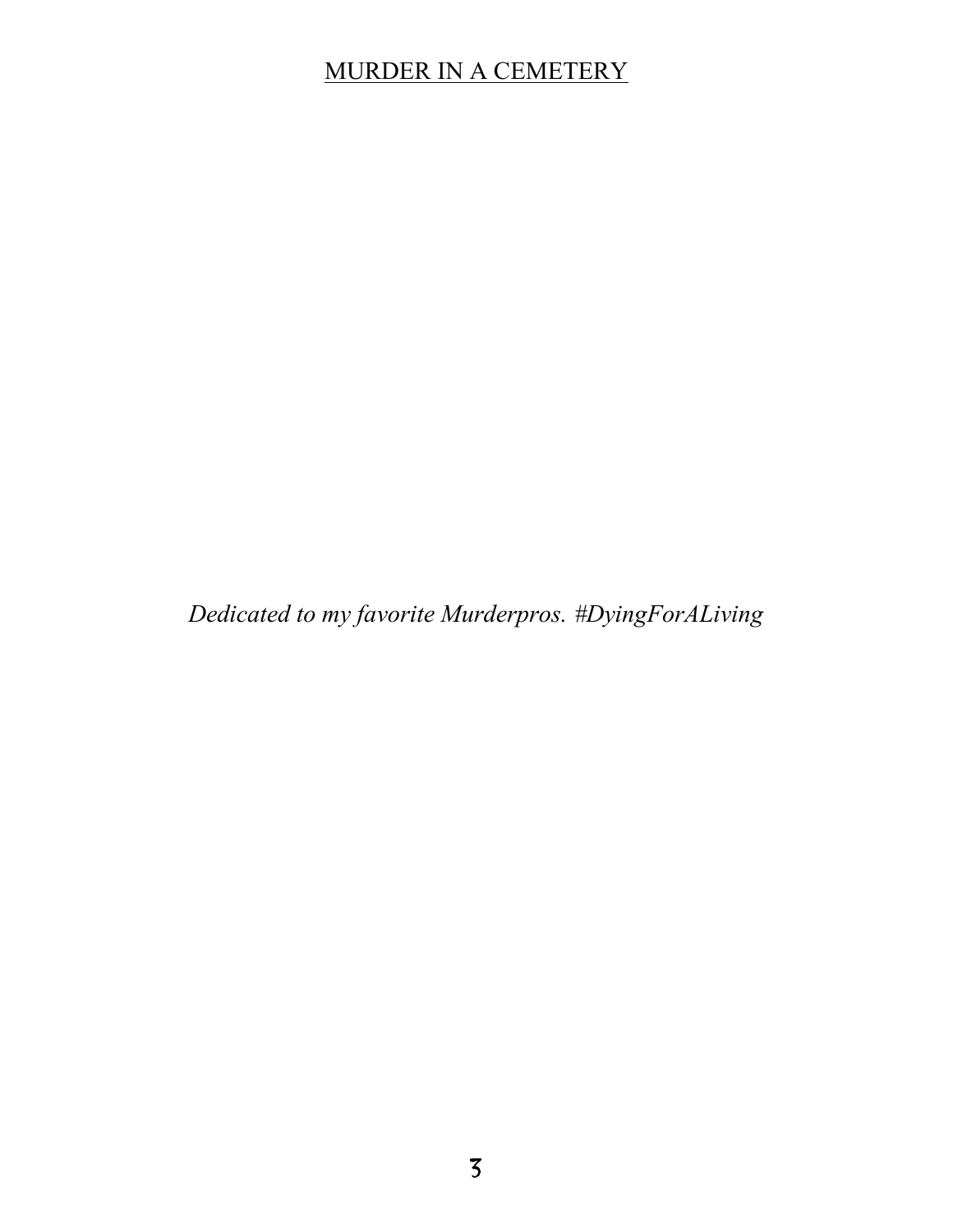*Dedicated to my favorite Murderpros. #DyingForALiving*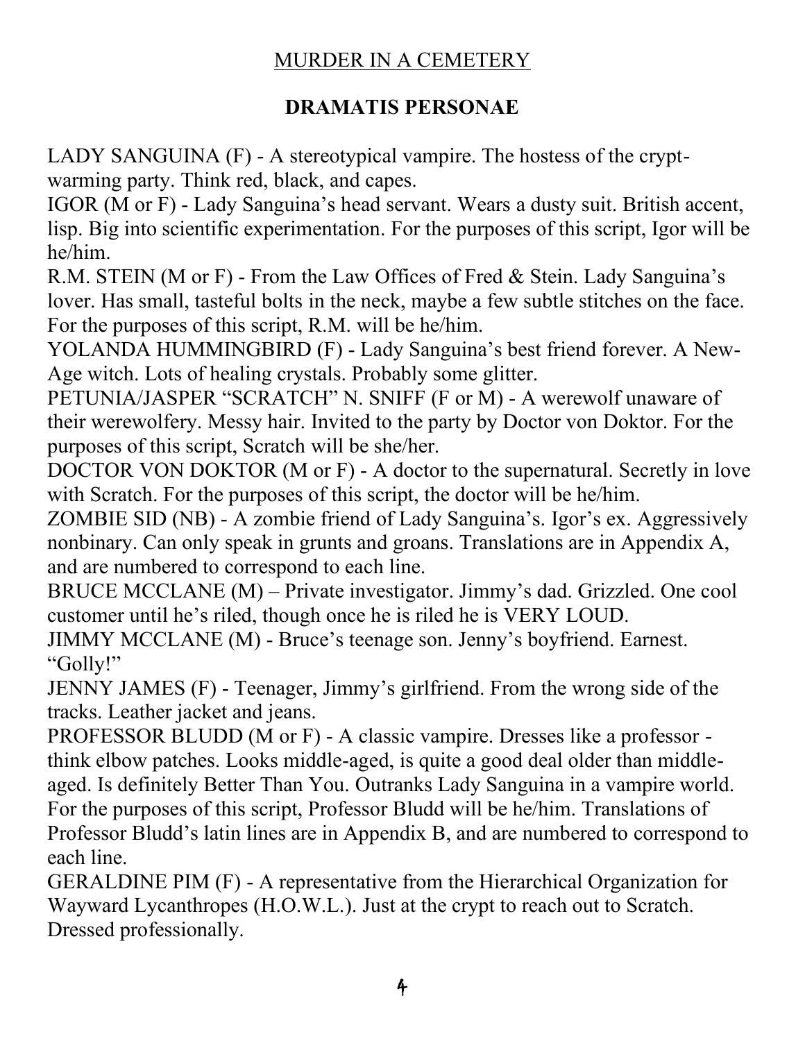# MURDER IN A CEMETERY

## DRAMATIS PERSONAE

LADY SANGUINA (F) - A stereotypical vampire. The hostess of the crypt-warming party. Think red, black, and capes.

IGOR (M or F) - Lady Sanguina's head servant. Wears a dusty suit. British accent, lisp. Big into scientific experimentation. For the purposes of this script, Igor will be he/him.

R.M. STEIN (M or F) - From the Law Offices of Fred & Stein. Lady Sanguina's lover. Has small, tasteful bolts in the neck, maybe a few subtle stitches on the face. For the purposes of this script, R.M. will be he/him.

YOLANDA HUMMINGBIRD (F) - Lady Sanguina's best friend forever. A New-Age witch. Lots of healing crystals. Probably some glitter.

PETUNIA/JASPER "SCRATCH" N. SNIFF (F or M) - A werewolf unaware of their werewolfery. Messy hair. Invited to the party by Doctor von Doktor. For the purposes of this script, Scratch will be she/her.

DOCTOR VON DOKTOR (M or F) - A doctor to the supernatural. Secretly in love with Scratch. For the purposes of this script, the doctor will be he/him.

ZOMBIE SID (NB) - A zombie friend of Lady Sanguina's. Igor's ex. Aggressively nonbinary. Can only speak in grunts and groans. Translations are in Appendix A, and are numbered to correspond to each line.

BRUCE MCCLANE (M) – Private investigator. Jimmy's dad. Grizzled. One cool customer until he's riled, though once he is riled he is VERY LOUD.

JIMMY MCCLANE (M) - Bruce's teenage son. Jenny's boyfriend. Earnest. "Golly!"

JENNY JAMES (F) - Teenager, Jimmy's girlfriend. From the wrong side of the tracks. Leather jacket and jeans.

PROFESSOR BLUDD (M or F) - A classic vampire. Dresses like a professor - think elbow patches. Looks middle-aged, is quite a good deal older than middle-aged. Is definitely Better Than You. Outranks Lady Sanguina in a vampire world. For the purposes of this script, Professor Bludd will be he/him. Translations of Professor Bludd's latin lines are in Appendix B, and are numbered to correspond to each line.

GERALDINE PIM (F) - A representative from the Hierarchical Organization for Wayward Lycanthropes (H.O.W.L.). Just at the crypt to reach out to Scratch. Dressed professionally.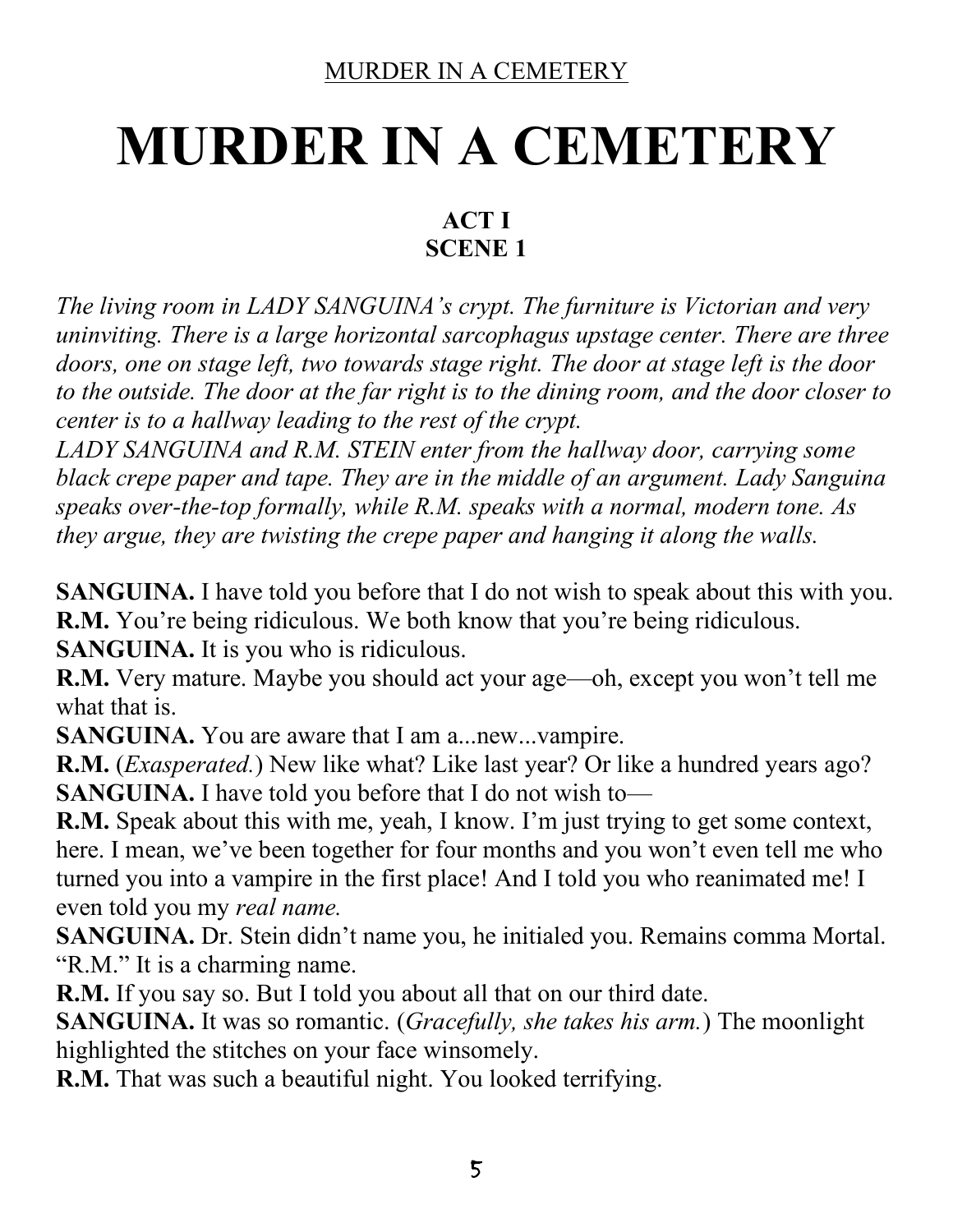# MURDER IN A CEMETERY

### ACT I
### SCENE 1

*The living room in LADY SANGUINA's crypt. The furniture is Victorian and very uninviting. There is a large horizontal sarcophagus upstage center. There are three doors, one on stage left, two towards stage right. The door at stage left is the door to the outside. The door at the far right is to the dining room, and the door closer to center is to a hallway leading to the rest of the crypt.*

*LADY SANGUINA and R.M. STEIN enter from the hallway door, carrying some black crepe paper and tape. They are in the middle of an argument. Lady Sanguina speaks over-the-top formally, while R.M. speaks with a normal, modern tone. As they argue, they are twisting the crepe paper and hanging it along the walls.*

**SANGUINA.** I have told you before that I do not wish to speak about this with you.
**R.M.** You're being ridiculous. We both know that you're being ridiculous.
**SANGUINA.** It is you who is ridiculous.
**R.M.** Very mature. Maybe you should act your age—oh, except you won't tell me what that is.
**SANGUINA.** You are aware that I am a...new...vampire.
**R.M.** (*Exasperated.*) New like what? Like last year? Or like a hundred years ago?
**SANGUINA.** I have told you before that I do not wish to—
**R.M.** Speak about this with me, yeah, I know. I'm just trying to get some context, here. I mean, we've been together for four months and you won't even tell me who turned you into a vampire in the first place! And I told you who reanimated me! I even told you my *real name.*
**SANGUINA.** Dr. Stein didn't name you, he initialed you. Remains comma Mortal. "R.M." It is a charming name.
**R.M.** If you say so. But I told you about all that on our third date.
**SANGUINA.** It was so romantic. (*Gracefully, she takes his arm.*) The moonlight highlighted the stitches on your face winsomely.
**R.M.** That was such a beautiful night. You looked terrifying.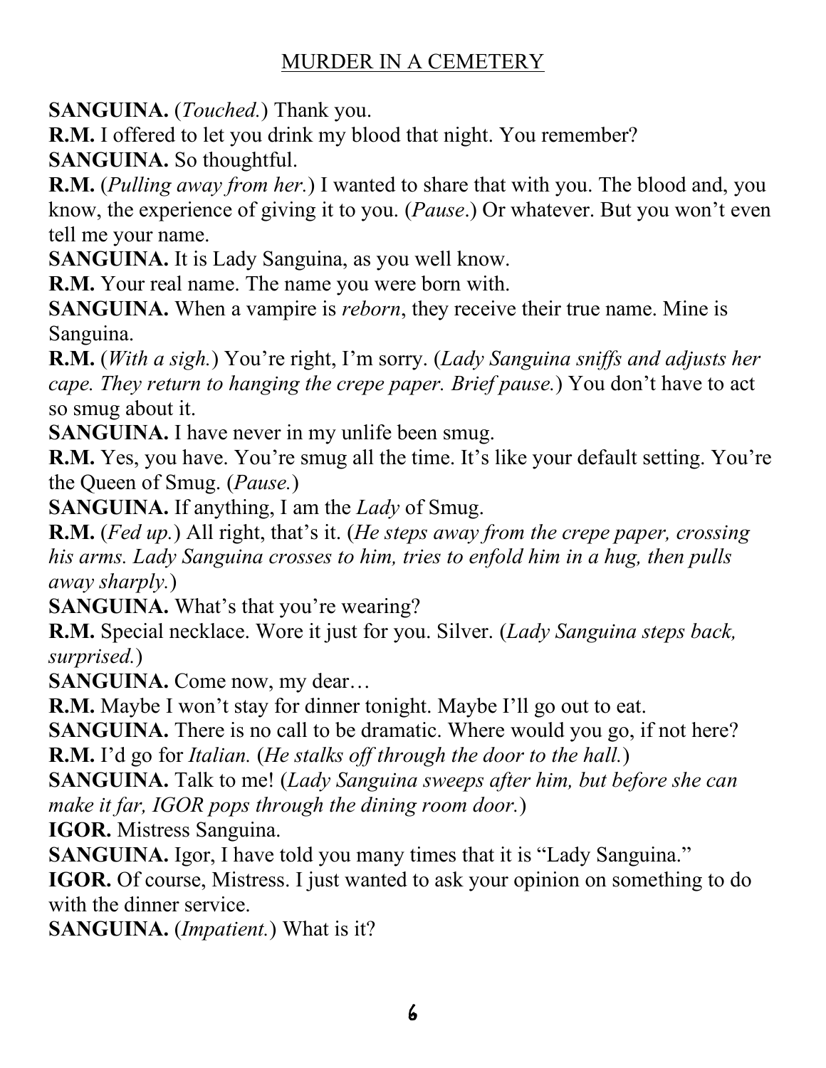**SANGUINA.** (*Touched.*) Thank you.

**R.M.** I offered to let you drink my blood that night. You remember?

**SANGUINA.** So thoughtful.

**R.M.** (*Pulling away from her.*) I wanted to share that with you. The blood and, you know, the experience of giving it to you. (*Pause*.) Or whatever. But you won't even tell me your name.

**SANGUINA.** It is Lady Sanguina, as you well know.

**R.M.** Your real name. The name you were born with.

**SANGUINA.** When a vampire is *reborn*, they receive their true name. Mine is Sanguina.

**R.M.** (*With a sigh.*) You're right, I'm sorry. (*Lady Sanguina sniffs and adjusts her cape. They return to hanging the crepe paper. Brief pause.*) You don't have to act so smug about it.

**SANGUINA.** I have never in my unlife been smug.

**R.M.** Yes, you have. You're smug all the time. It's like your default setting. You're the Queen of Smug. (*Pause.*)

**SANGUINA.** If anything, I am the *Lady* of Smug.

**R.M.** (*Fed up.*) All right, that's it. (*He steps away from the crepe paper, crossing his arms. Lady Sanguina crosses to him, tries to enfold him in a hug, then pulls away sharply.*)

**SANGUINA.** What's that you're wearing?

**R.M.** Special necklace. Wore it just for you. Silver. (*Lady Sanguina steps back, surprised.*)

**SANGUINA.** Come now, my dear…

**R.M.** Maybe I won't stay for dinner tonight. Maybe I'll go out to eat.

**SANGUINA.** There is no call to be dramatic. Where would you go, if not here?

**R.M.** I'd go for *Italian.* (*He stalks off through the door to the hall.*)

**SANGUINA.** Talk to me! (*Lady Sanguina sweeps after him, but before she can make it far, IGOR pops through the dining room door.*)

**IGOR.** Mistress Sanguina.

**SANGUINA.** Igor, I have told you many times that it is "Lady Sanguina."

**IGOR.** Of course, Mistress. I just wanted to ask your opinion on something to do with the dinner service.

**SANGUINA.** (*Impatient.*) What is it?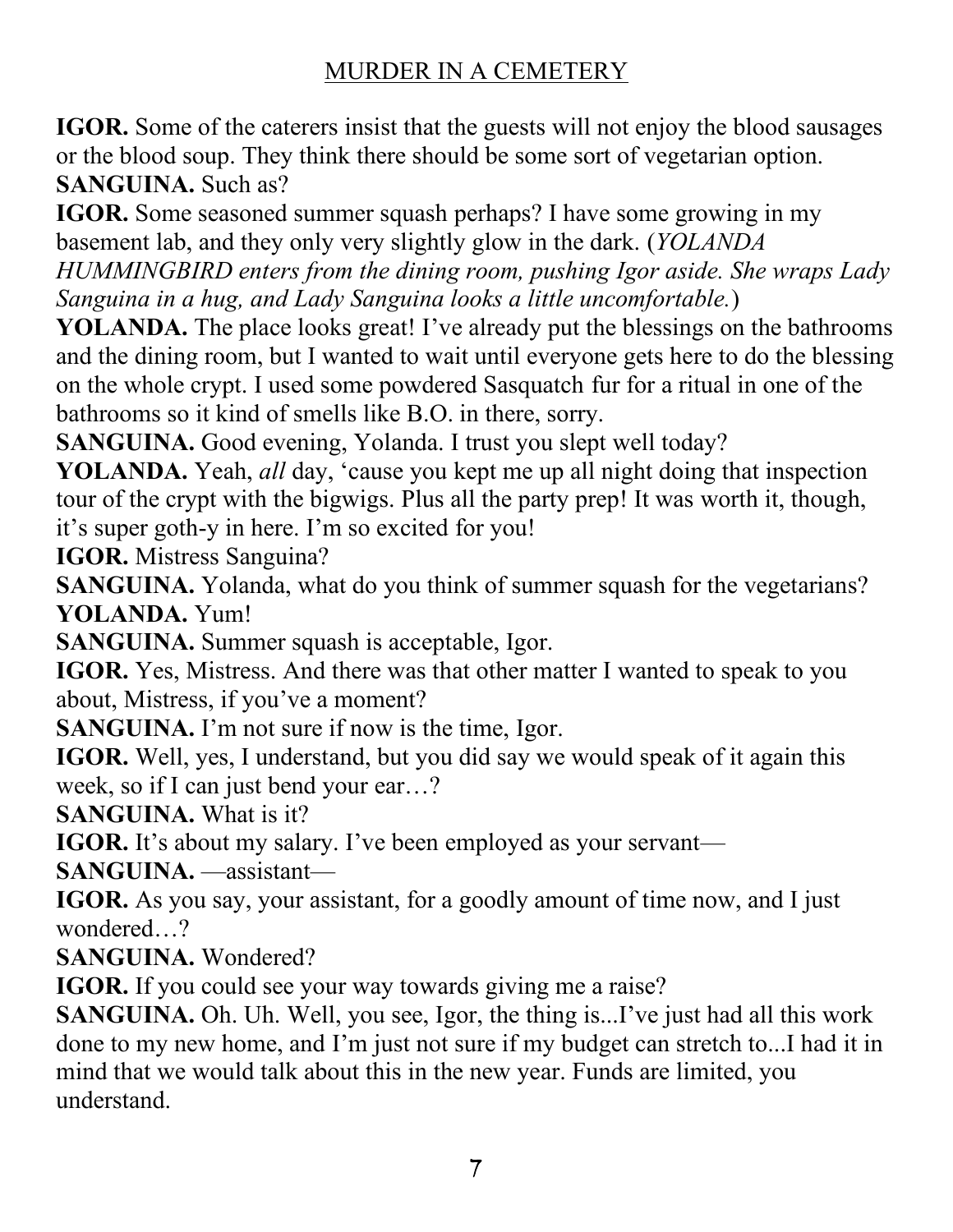**IGOR.** Some of the caterers insist that the guests will not enjoy the blood sausages or the blood soup. They think there should be some sort of vegetarian option.
**SANGUINA.** Such as?
**IGOR.** Some seasoned summer squash perhaps? I have some growing in my basement lab, and they only very slightly glow in the dark. (*YOLANDA HUMMINGBIRD enters from the dining room, pushing Igor aside. She wraps Lady Sanguina in a hug, and Lady Sanguina looks a little uncomfortable.*)
**YOLANDA.** The place looks great! I've already put the blessings on the bathrooms and the dining room, but I wanted to wait until everyone gets here to do the blessing on the whole crypt. I used some powdered Sasquatch fur for a ritual in one of the bathrooms so it kind of smells like B.O. in there, sorry.
**SANGUINA.** Good evening, Yolanda. I trust you slept well today?
**YOLANDA.** Yeah, *all* day, 'cause you kept me up all night doing that inspection tour of the crypt with the bigwigs. Plus all the party prep! It was worth it, though, it's super goth-y in here. I'm so excited for you!
**IGOR.** Mistress Sanguina?
**SANGUINA.** Yolanda, what do you think of summer squash for the vegetarians?
**YOLANDA.** Yum!
**SANGUINA.** Summer squash is acceptable, Igor.
**IGOR.** Yes, Mistress. And there was that other matter I wanted to speak to you about, Mistress, if you've a moment?
**SANGUINA.** I'm not sure if now is the time, Igor.
**IGOR.** Well, yes, I understand, but you did say we would speak of it again this week, so if I can just bend your ear…?
**SANGUINA.** What is it?
**IGOR.** It's about my salary. I've been employed as your servant—
**SANGUINA.** —assistant—
**IGOR.** As you say, your assistant, for a goodly amount of time now, and I just wondered…?
**SANGUINA.** Wondered?
**IGOR.** If you could see your way towards giving me a raise?
**SANGUINA.** Oh. Uh. Well, you see, Igor, the thing is...I've just had all this work done to my new home, and I'm just not sure if my budget can stretch to...I had it in mind that we would talk about this in the new year. Funds are limited, you understand.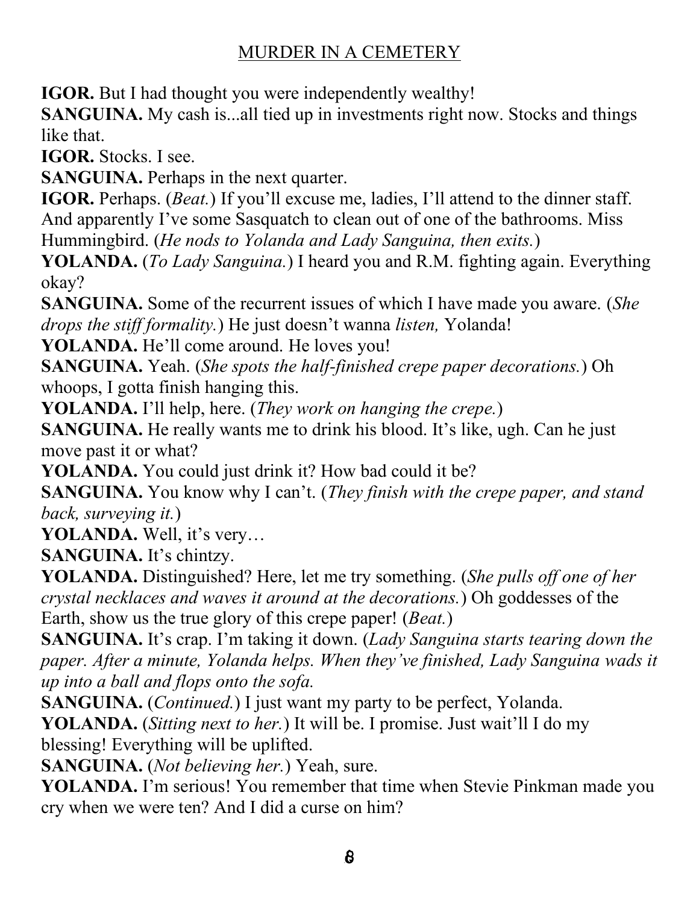**IGOR.** But I had thought you were independently wealthy!

**SANGUINA.** My cash is...all tied up in investments right now. Stocks and things like that.

**IGOR.** Stocks. I see.

**SANGUINA.** Perhaps in the next quarter.

**IGOR.** Perhaps. (*Beat.*) If you'll excuse me, ladies, I'll attend to the dinner staff. And apparently I've some Sasquatch to clean out of one of the bathrooms. Miss Hummingbird. (*He nods to Yolanda and Lady Sanguina, then exits.*)

**YOLANDA.** (*To Lady Sanguina.*) I heard you and R.M. fighting again. Everything okay?

**SANGUINA.** Some of the recurrent issues of which I have made you aware. (*She drops the stiff formality.*) He just doesn't wanna *listen,* Yolanda!

**YOLANDA.** He'll come around. He loves you!

**SANGUINA.** Yeah. (*She spots the half-finished crepe paper decorations.*) Oh whoops, I gotta finish hanging this.

**YOLANDA.** I'll help, here. (*They work on hanging the crepe.*)

**SANGUINA.** He really wants me to drink his blood. It's like, ugh. Can he just move past it or what?

**YOLANDA.** You could just drink it? How bad could it be?

**SANGUINA.** You know why I can't. (*They finish with the crepe paper, and stand back, surveying it.*)

**YOLANDA.** Well, it's very…

**SANGUINA.** It's chintzy.

**YOLANDA.** Distinguished? Here, let me try something. (*She pulls off one of her crystal necklaces and waves it around at the decorations.*) Oh goddesses of the Earth, show us the true glory of this crepe paper! (*Beat.*)

**SANGUINA.** It's crap. I'm taking it down. (*Lady Sanguina starts tearing down the paper. After a minute, Yolanda helps. When they've finished, Lady Sanguina wads it up into a ball and flops onto the sofa.*

**SANGUINA.** (*Continued.*) I just want my party to be perfect, Yolanda.

**YOLANDA.** (*Sitting next to her.*) It will be. I promise. Just wait'll I do my blessing! Everything will be uplifted.

**SANGUINA.** (*Not believing her.*) Yeah, sure.

**YOLANDA.** I'm serious! You remember that time when Stevie Pinkman made you cry when we were ten? And I did a curse on him?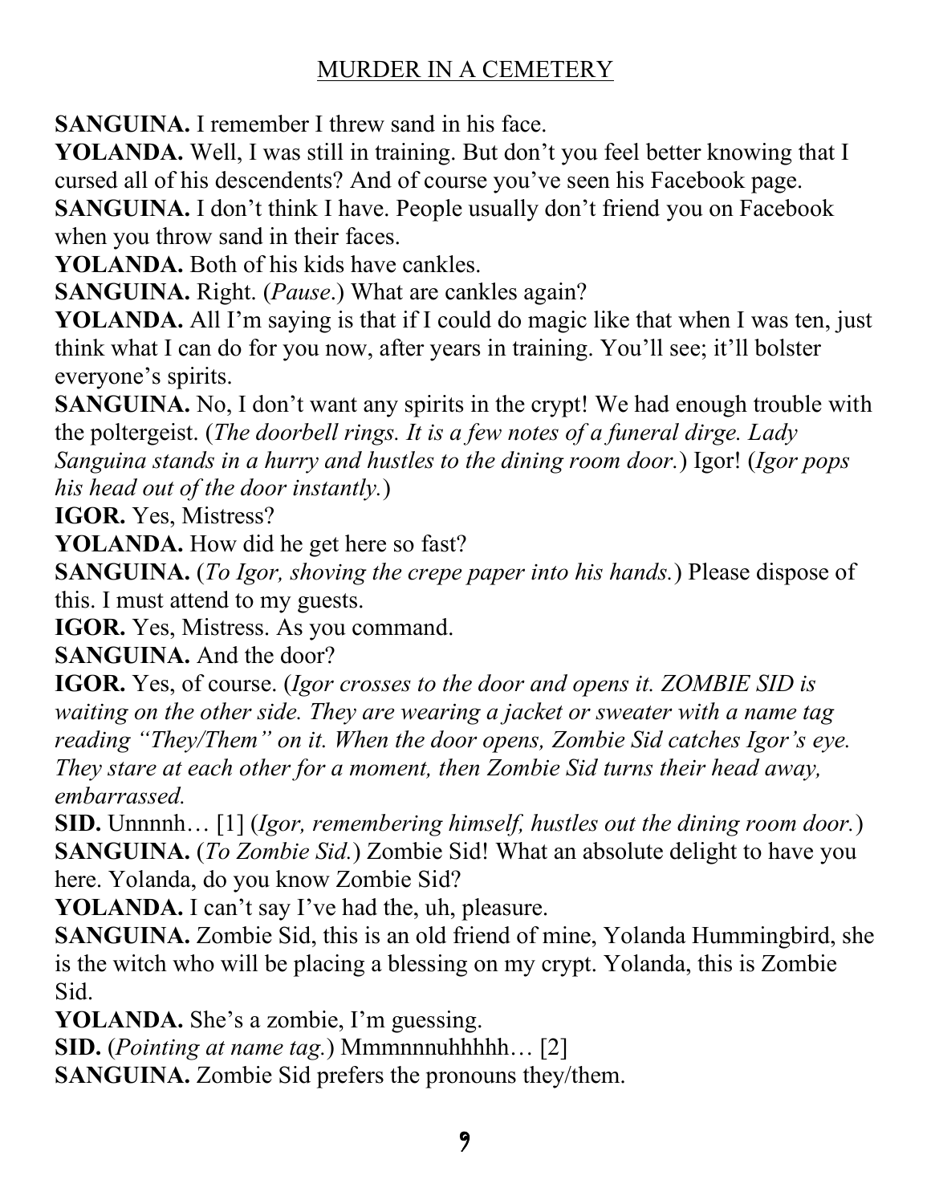**SANGUINA.** I remember I threw sand in his face.

**YOLANDA.** Well, I was still in training. But don't you feel better knowing that I cursed all of his descendents? And of course you've seen his Facebook page.

**SANGUINA.** I don't think I have. People usually don't friend you on Facebook when you throw sand in their faces.

**YOLANDA.** Both of his kids have cankles.

**SANGUINA.** Right. (*Pause*.) What are cankles again?

**YOLANDA.** All I'm saying is that if I could do magic like that when I was ten, just think what I can do for you now, after years in training. You'll see; it'll bolster everyone's spirits.

**SANGUINA.** No, I don't want any spirits in the crypt! We had enough trouble with the poltergeist. (*The doorbell rings. It is a few notes of a funeral dirge. Lady Sanguina stands in a hurry and hustles to the dining room door.*) Igor! (*Igor pops his head out of the door instantly.*)

**IGOR.** Yes, Mistress?

**YOLANDA.** How did he get here so fast?

**SANGUINA.** (*To Igor, shoving the crepe paper into his hands.*) Please dispose of this. I must attend to my guests.

**IGOR.** Yes, Mistress. As you command.

**SANGUINA.** And the door?

**IGOR.** Yes, of course. (*Igor crosses to the door and opens it. ZOMBIE SID is waiting on the other side. They are wearing a jacket or sweater with a name tag reading "They/Them" on it. When the door opens, Zombie Sid catches Igor's eye. They stare at each other for a moment, then Zombie Sid turns their head away, embarrassed.*

**SID.** Unnnnh… [1] (*Igor, remembering himself, hustles out the dining room door.*)

**SANGUINA.** (*To Zombie Sid.*) Zombie Sid! What an absolute delight to have you here. Yolanda, do you know Zombie Sid?

**YOLANDA.** I can't say I've had the, uh, pleasure.

**SANGUINA.** Zombie Sid, this is an old friend of mine, Yolanda Hummingbird, she is the witch who will be placing a blessing on my crypt. Yolanda, this is Zombie Sid.

**YOLANDA.** She's a zombie, I'm guessing.

**SID.** (*Pointing at name tag.*) Mmmnnnuhhhhh… [2]

**SANGUINA.** Zombie Sid prefers the pronouns they/them.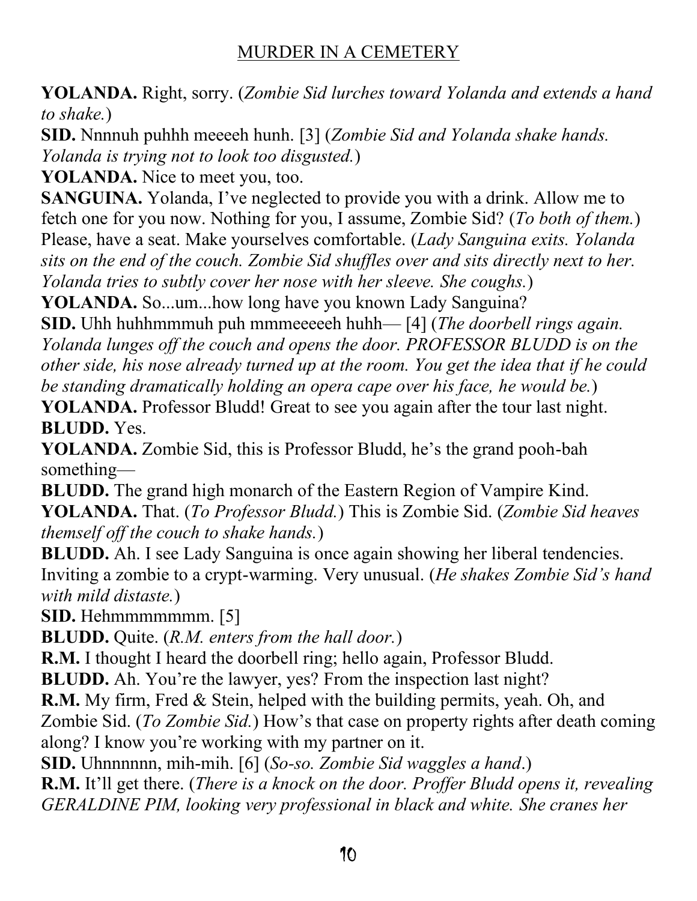**YOLANDA.** Right, sorry. (*Zombie Sid lurches toward Yolanda and extends a hand to shake.*)

**SID.** Nnnnuh puhhh meeeeh hunh. [3] (*Zombie Sid and Yolanda shake hands. Yolanda is trying not to look too disgusted.*)

**YOLANDA.** Nice to meet you, too.

**SANGUINA.** Yolanda, I've neglected to provide you with a drink. Allow me to fetch one for you now. Nothing for you, I assume, Zombie Sid? (*To both of them.*) Please, have a seat. Make yourselves comfortable. (*Lady Sanguina exits. Yolanda sits on the end of the couch. Zombie Sid shuffles over and sits directly next to her. Yolanda tries to subtly cover her nose with her sleeve. She coughs.*)

**YOLANDA.** So...um...how long have you known Lady Sanguina?

**SID.** Uhh huhhmmmuh puh mmmeeeeh huhh— [4] (*The doorbell rings again. Yolanda lunges off the couch and opens the door. PROFESSOR BLUDD is on the other side, his nose already turned up at the room. You get the idea that if he could be standing dramatically holding an opera cape over his face, he would be.*)

**YOLANDA.** Professor Bludd! Great to see you again after the tour last night.

**BLUDD.** Yes.

**YOLANDA.** Zombie Sid, this is Professor Bludd, he's the grand pooh-bah something—

**BLUDD.** The grand high monarch of the Eastern Region of Vampire Kind.

**YOLANDA.** That. (*To Professor Bludd.*) This is Zombie Sid. (*Zombie Sid heaves themself off the couch to shake hands.*)

**BLUDD.** Ah. I see Lady Sanguina is once again showing her liberal tendencies. Inviting a zombie to a crypt-warming. Very unusual. (*He shakes Zombie Sid's hand with mild distaste.*)

**SID.** Hehmmmmmmm. [5]

**BLUDD.** Quite. (*R.M. enters from the hall door.*)

**R.M.** I thought I heard the doorbell ring; hello again, Professor Bludd.

**BLUDD.** Ah. You're the lawyer, yes? From the inspection last night?

**R.M.** My firm, Fred & Stein, helped with the building permits, yeah. Oh, and Zombie Sid. (*To Zombie Sid.*) How's that case on property rights after death coming along? I know you're working with my partner on it.

**SID.** Uhnnnnnn, mih-mih. [6] (*So-so. Zombie Sid waggles a hand*.)

**R.M.** It'll get there. (*There is a knock on the door. Proffer Bludd opens it, revealing GERALDINE PIM, looking very professional in black and white. She cranes her*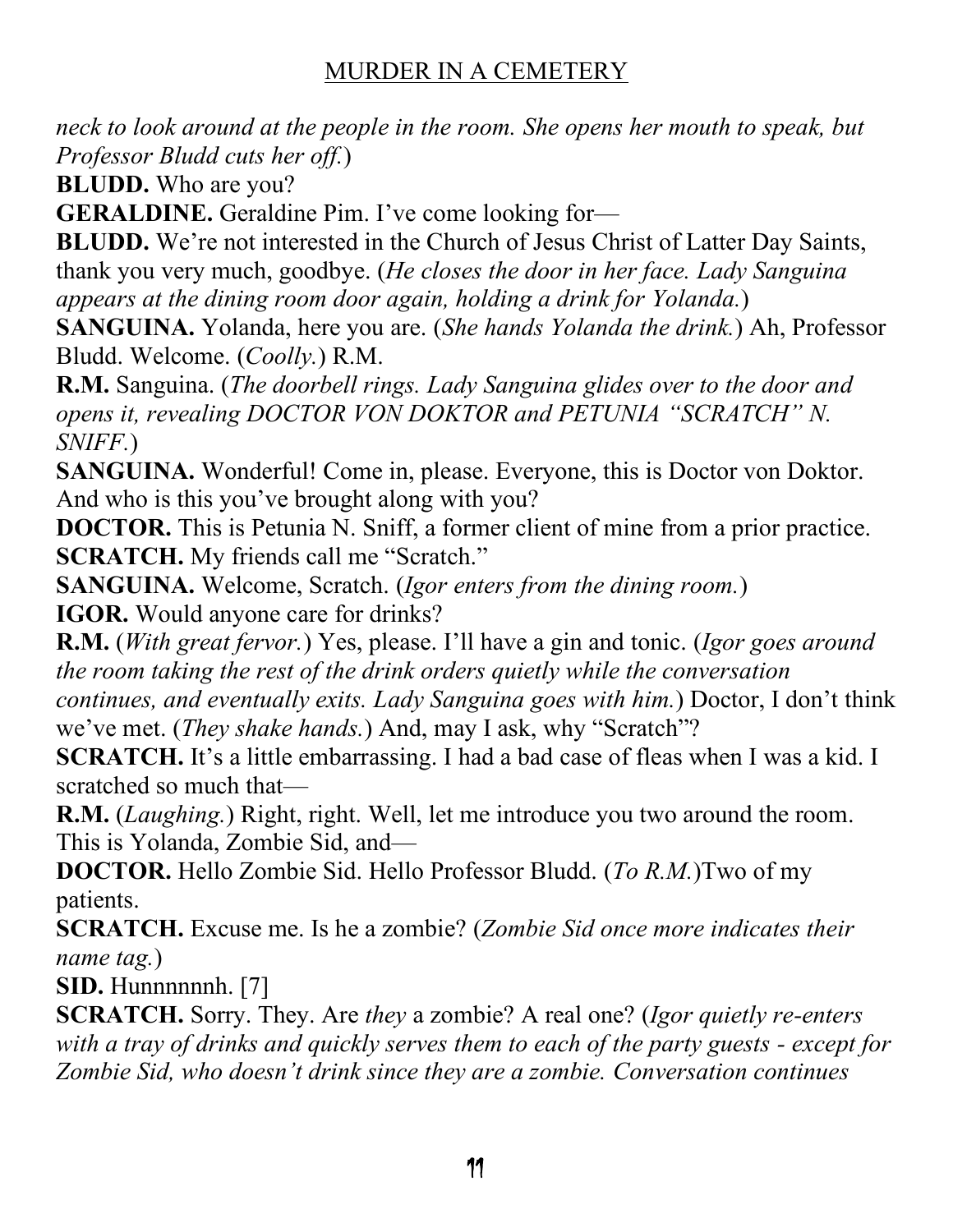*neck to look around at the people in the room. She opens her mouth to speak, but Professor Bludd cuts her off.*)

**BLUDD.** Who are you?

**GERALDINE.** Geraldine Pim. I've come looking for—

**BLUDD.** We're not interested in the Church of Jesus Christ of Latter Day Saints, thank you very much, goodbye. (*He closes the door in her face. Lady Sanguina appears at the dining room door again, holding a drink for Yolanda.*)

**SANGUINA.** Yolanda, here you are. (*She hands Yolanda the drink.*) Ah, Professor Bludd. Welcome. (*Coolly.*) R.M.

**R.M.** Sanguina. (*The doorbell rings. Lady Sanguina glides over to the door and opens it, revealing DOCTOR VON DOKTOR and PETUNIA "SCRATCH" N. SNIFF.*)

**SANGUINA.** Wonderful! Come in, please. Everyone, this is Doctor von Doktor. And who is this you've brought along with you?

**DOCTOR.** This is Petunia N. Sniff, a former client of mine from a prior practice.

**SCRATCH.** My friends call me "Scratch."

**SANGUINA.** Welcome, Scratch. (*Igor enters from the dining room.*)

**IGOR.** Would anyone care for drinks?

**R.M.** (*With great fervor.*) Yes, please. I'll have a gin and tonic. (*Igor goes around the room taking the rest of the drink orders quietly while the conversation continues, and eventually exits. Lady Sanguina goes with him.*) Doctor, I don't think we've met. (*They shake hands.*) And, may I ask, why "Scratch"?

**SCRATCH.** It's a little embarrassing. I had a bad case of fleas when I was a kid. I scratched so much that—

**R.M.** (*Laughing.*) Right, right. Well, let me introduce you two around the room. This is Yolanda, Zombie Sid, and—

**DOCTOR.** Hello Zombie Sid. Hello Professor Bludd. (*To R.M.*)Two of my patients.

**SCRATCH.** Excuse me. Is he a zombie? (*Zombie Sid once more indicates their name tag.*)

**SID.** Hunnnnnnh. [7]

**SCRATCH.** Sorry. They. Are *they* a zombie? A real one? (*Igor quietly re-enters with a tray of drinks and quickly serves them to each of the party guests - except for Zombie Sid, who doesn't drink since they are a zombie. Conversation continues*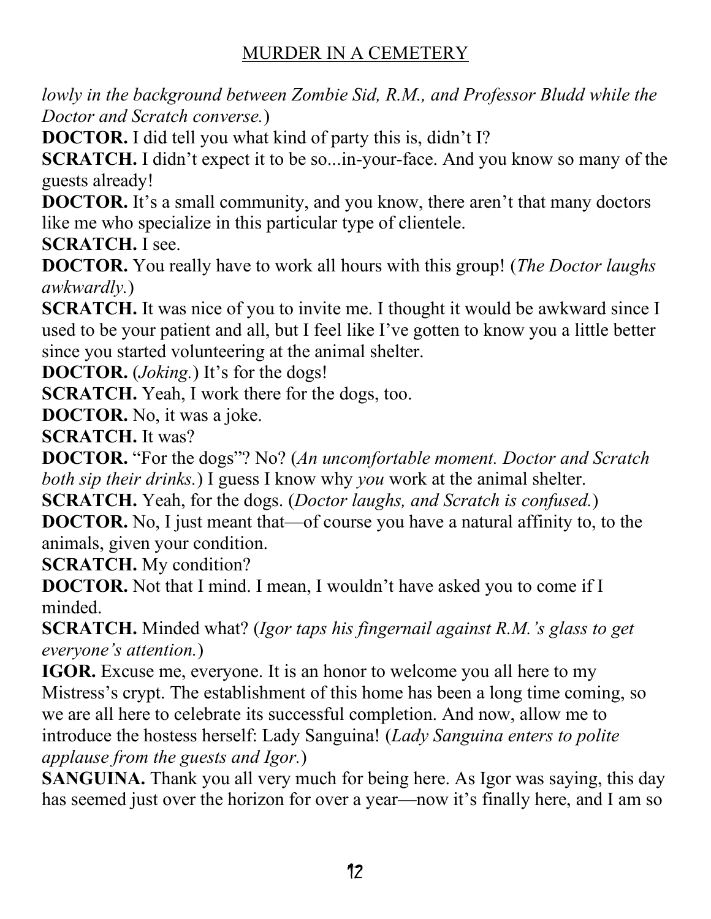*lowly in the background between Zombie Sid, R.M., and Professor Bludd while the Doctor and Scratch converse.*)

**DOCTOR.** I did tell you what kind of party this is, didn't I?

**SCRATCH.** I didn't expect it to be so...in-your-face. And you know so many of the guests already!

**DOCTOR.** It's a small community, and you know, there aren't that many doctors like me who specialize in this particular type of clientele.

**SCRATCH.** I see.

**DOCTOR.** You really have to work all hours with this group! (*The Doctor laughs awkwardly.*)

**SCRATCH.** It was nice of you to invite me. I thought it would be awkward since I used to be your patient and all, but I feel like I've gotten to know you a little better since you started volunteering at the animal shelter.

**DOCTOR.** (*Joking.*) It's for the dogs!

**SCRATCH.** Yeah, I work there for the dogs, too.

**DOCTOR.** No, it was a joke.

**SCRATCH.** It was?

**DOCTOR.** "For the dogs"? No? (*An uncomfortable moment. Doctor and Scratch both sip their drinks.*) I guess I know why *you* work at the animal shelter.

**SCRATCH.** Yeah, for the dogs. (*Doctor laughs, and Scratch is confused.*)

**DOCTOR.** No, I just meant that—of course you have a natural affinity to, to the animals, given your condition.

**SCRATCH.** My condition?

**DOCTOR.** Not that I mind. I mean, I wouldn't have asked you to come if I minded.

**SCRATCH.** Minded what? (*Igor taps his fingernail against R.M.'s glass to get everyone's attention.*)

**IGOR.** Excuse me, everyone. It is an honor to welcome you all here to my Mistress's crypt. The establishment of this home has been a long time coming, so we are all here to celebrate its successful completion. And now, allow me to introduce the hostess herself: Lady Sanguina! (*Lady Sanguina enters to polite applause from the guests and Igor.*)

**SANGUINA.** Thank you all very much for being here. As Igor was saying, this day has seemed just over the horizon for over a year—now it's finally here, and I am so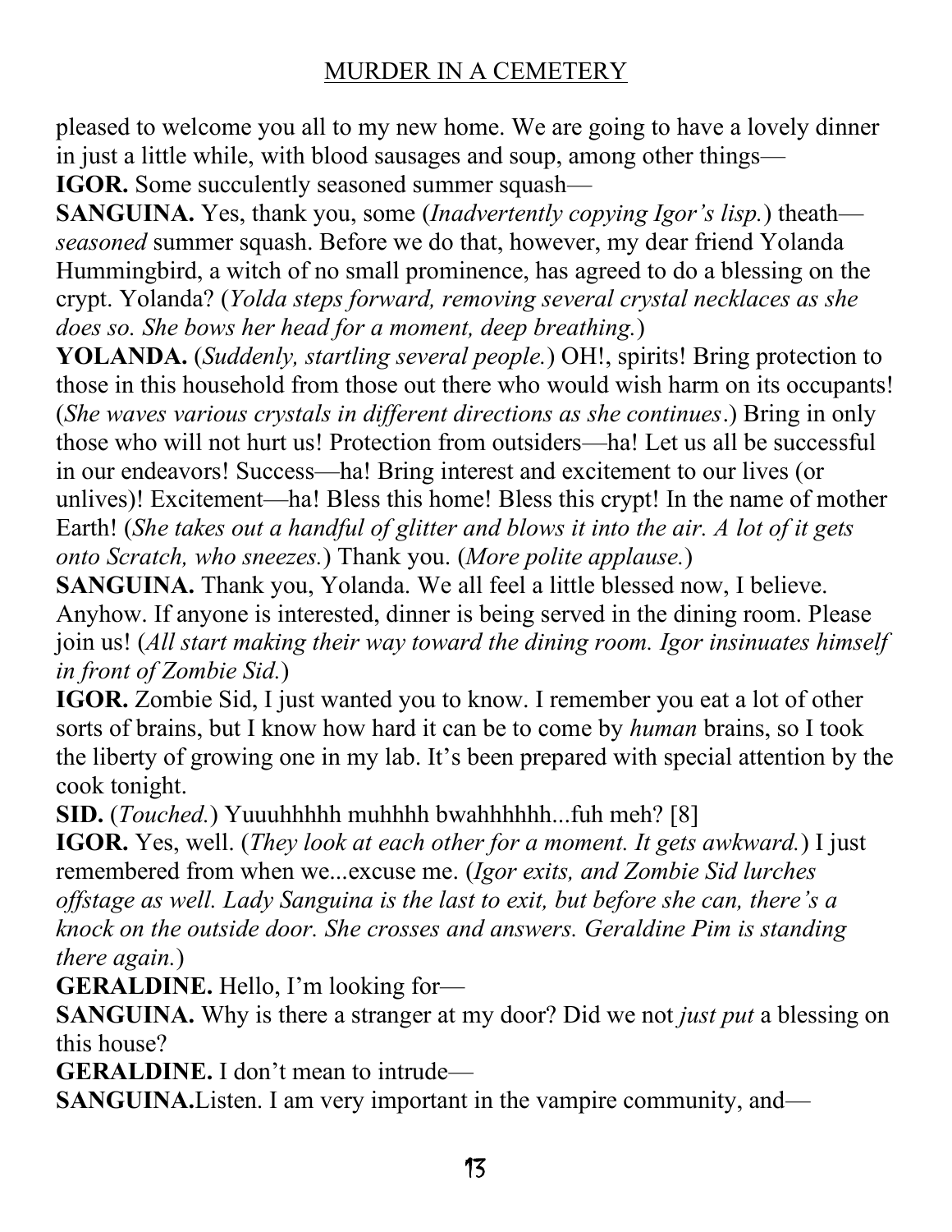pleased to welcome you all to my new home. We are going to have a lovely dinner in just a little while, with blood sausages and soup, among other things—

**IGOR.** Some succulently seasoned summer squash—

**SANGUINA.** Yes, thank you, some (*Inadvertently copying Igor's lisp.*) theath—*seasoned* summer squash. Before we do that, however, my dear friend Yolanda Hummingbird, a witch of no small prominence, has agreed to do a blessing on the crypt. Yolanda? (*Yolda steps forward, removing several crystal necklaces as she does so. She bows her head for a moment, deep breathing.*)

**YOLANDA.** (*Suddenly, startling several people.*) OH!, spirits! Bring protection to those in this household from those out there who would wish harm on its occupants! (*She waves various crystals in different directions as she continues*.) Bring in only those who will not hurt us! Protection from outsiders—ha! Let us all be successful in our endeavors! Success—ha! Bring interest and excitement to our lives (or unlives)! Excitement—ha! Bless this home! Bless this crypt! In the name of mother Earth! (*She takes out a handful of glitter and blows it into the air. A lot of it gets onto Scratch, who sneezes.*) Thank you. (*More polite applause.*)

**SANGUINA.** Thank you, Yolanda. We all feel a little blessed now, I believe. Anyhow. If anyone is interested, dinner is being served in the dining room. Please join us! (*All start making their way toward the dining room. Igor insinuates himself in front of Zombie Sid.*)

**IGOR.** Zombie Sid, I just wanted you to know. I remember you eat a lot of other sorts of brains, but I know how hard it can be to come by *human* brains, so I took the liberty of growing one in my lab. It's been prepared with special attention by the cook tonight.

**SID.** (*Touched.*) Yuuuhhhhh muhhhh bwahhhhhh...fuh meh? [8]

**IGOR.** Yes, well. (*They look at each other for a moment. It gets awkward.*) I just remembered from when we...excuse me. (*Igor exits, and Zombie Sid lurches offstage as well. Lady Sanguina is the last to exit, but before she can, there's a knock on the outside door. She crosses and answers. Geraldine Pim is standing there again.*)

**GERALDINE.** Hello, I'm looking for—

**SANGUINA.** Why is there a stranger at my door? Did we not *just put* a blessing on this house?

**GERALDINE.** I don't mean to intrude—

**SANGUINA.** Listen. I am very important in the vampire community, and—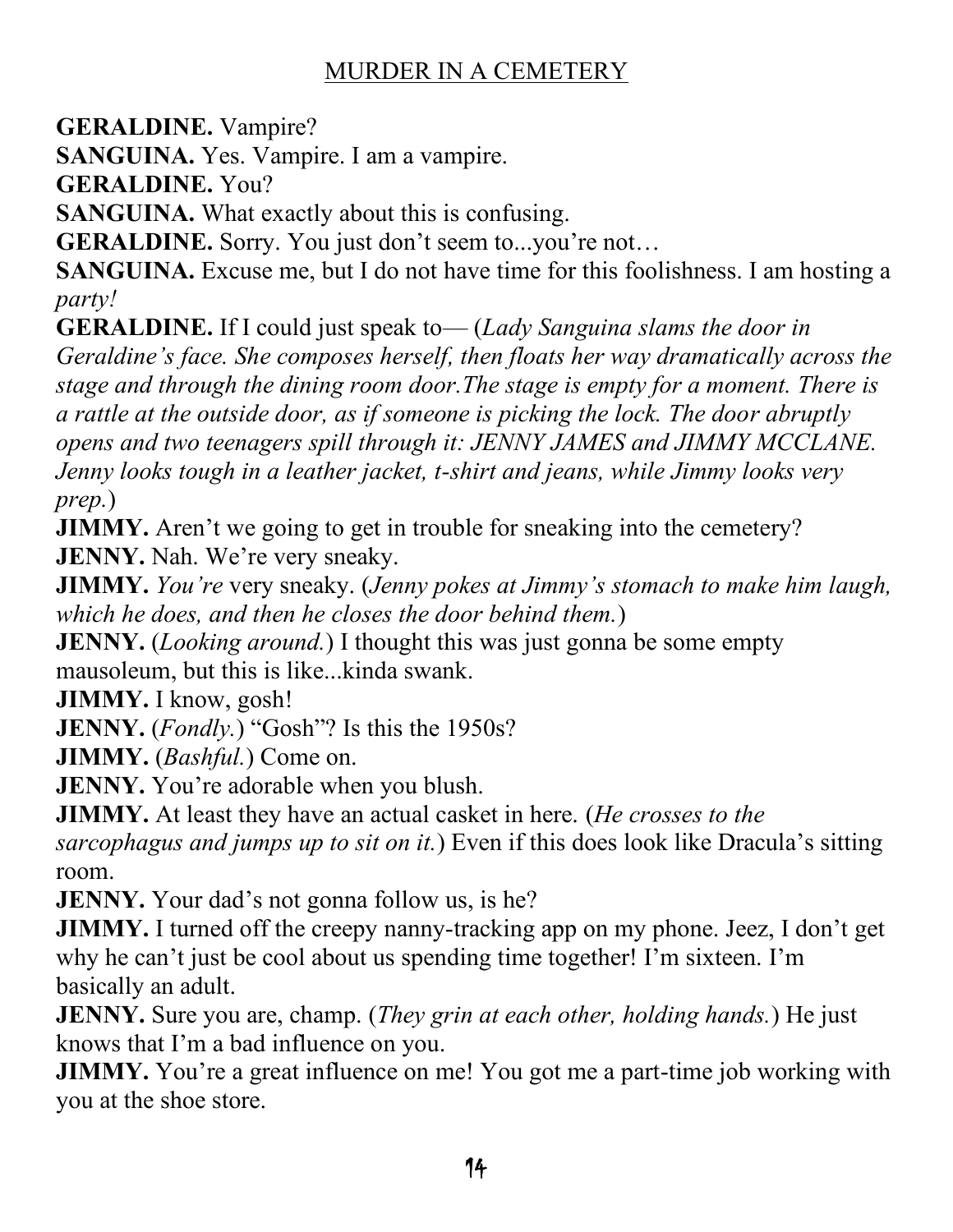**GERALDINE.** Vampire?

**SANGUINA.** Yes. Vampire. I am a vampire.

**GERALDINE.** You?

**SANGUINA.** What exactly about this is confusing.

**GERALDINE.** Sorry. You just don't seem to...you're not…

**SANGUINA.** Excuse me, but I do not have time for this foolishness. I am hosting a *party!*

**GERALDINE.** If I could just speak to— (*Lady Sanguina slams the door in Geraldine's face. She composes herself, then floats her way dramatically across the stage and through the dining room door.The stage is empty for a moment. There is a rattle at the outside door, as if someone is picking the lock. The door abruptly opens and two teenagers spill through it: JENNY JAMES and JIMMY MCCLANE. Jenny looks tough in a leather jacket, t-shirt and jeans, while Jimmy looks very prep.*)

**JIMMY.** Aren't we going to get in trouble for sneaking into the cemetery?

**JENNY.** Nah. We're very sneaky.

**JIMMY.** *You're* very sneaky. (*Jenny pokes at Jimmy's stomach to make him laugh, which he does, and then he closes the door behind them.*)

**JENNY.** (*Looking around.*) I thought this was just gonna be some empty mausoleum, but this is like...kinda swank.

**JIMMY.** I know, gosh!

**JENNY.** (*Fondly.*) "Gosh"? Is this the 1950s?

**JIMMY.** (*Bashful.*) Come on.

**JENNY.** You're adorable when you blush.

**JIMMY.** At least they have an actual casket in here. (*He crosses to the sarcophagus and jumps up to sit on it.*) Even if this does look like Dracula's sitting room.

**JENNY.** Your dad's not gonna follow us, is he?

**JIMMY.** I turned off the creepy nanny-tracking app on my phone. Jeez, I don't get why he can't just be cool about us spending time together! I'm sixteen. I'm basically an adult.

**JENNY.** Sure you are, champ. (*They grin at each other, holding hands.*) He just knows that I'm a bad influence on you.

**JIMMY.** You're a great influence on me! You got me a part-time job working with you at the shoe store.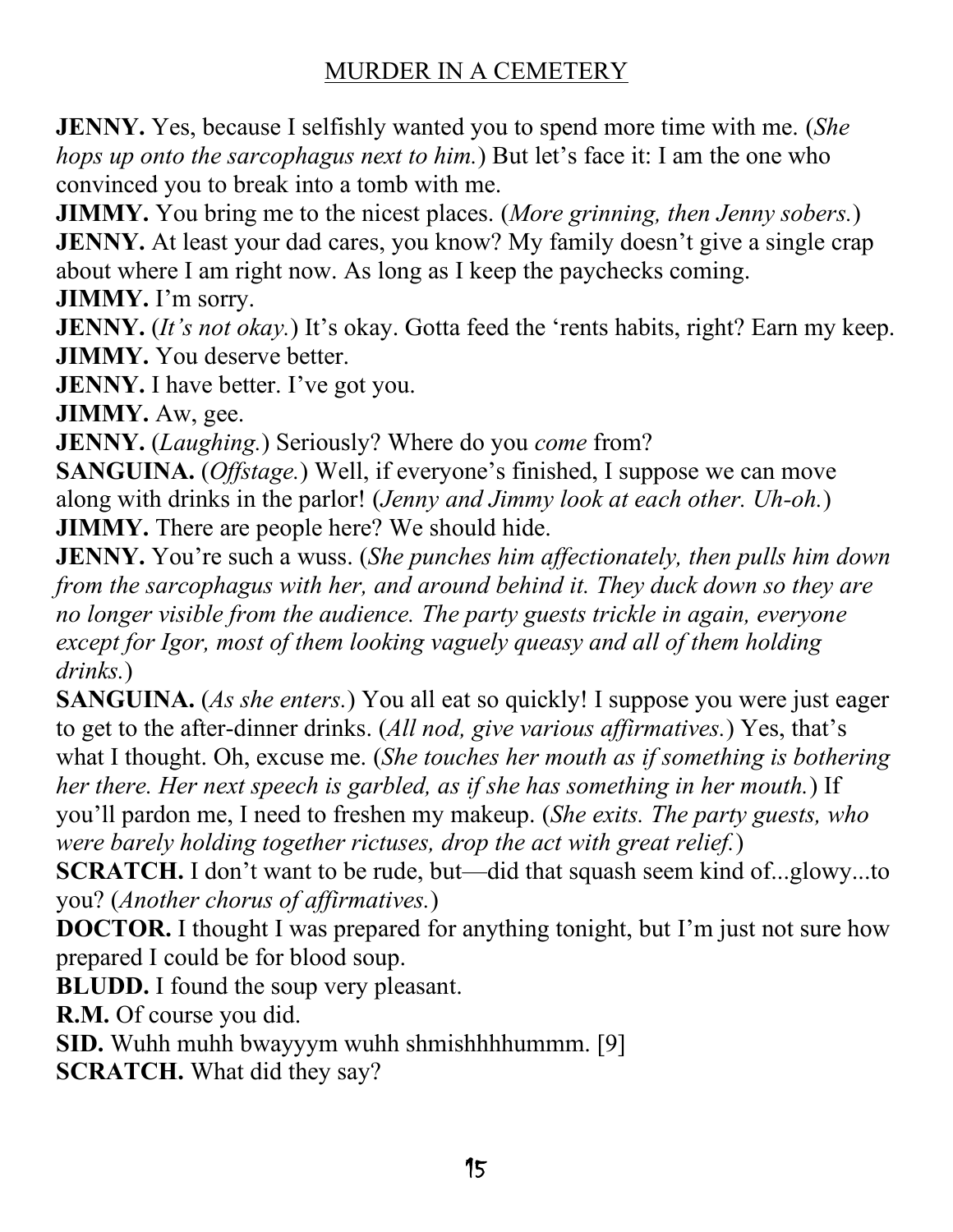**JENNY.** Yes, because I selfishly wanted you to spend more time with me. (*She hops up onto the sarcophagus next to him.*) But let's face it: I am the one who convinced you to break into a tomb with me.

**JIMMY.** You bring me to the nicest places. (*More grinning, then Jenny sobers.*)

**JENNY.** At least your dad cares, you know? My family doesn't give a single crap about where I am right now. As long as I keep the paychecks coming.

**JIMMY.** I'm sorry.

**JENNY.** (*It's not okay.*) It's okay. Gotta feed the 'rents habits, right? Earn my keep.

**JIMMY.** You deserve better.

**JENNY.** I have better. I've got you.

**JIMMY.** Aw, gee.

**JENNY.** (*Laughing.*) Seriously? Where do you *come* from?

**SANGUINA.** (*Offstage.*) Well, if everyone's finished, I suppose we can move along with drinks in the parlor! (*Jenny and Jimmy look at each other. Uh-oh.*)

**JIMMY.** There are people here? We should hide.

**JENNY.** You're such a wuss. (*She punches him affectionately, then pulls him down from the sarcophagus with her, and around behind it. They duck down so they are no longer visible from the audience. The party guests trickle in again, everyone except for Igor, most of them looking vaguely queasy and all of them holding drinks.*)

**SANGUINA.** (*As she enters.*) You all eat so quickly! I suppose you were just eager to get to the after-dinner drinks. (*All nod, give various affirmatives.*) Yes, that's what I thought. Oh, excuse me. (*She touches her mouth as if something is bothering her there. Her next speech is garbled, as if she has something in her mouth.*) If you'll pardon me, I need to freshen my makeup. (*She exits. The party guests, who were barely holding together rictuses, drop the act with great relief.*)

**SCRATCH.** I don't want to be rude, but—did that squash seem kind of...glowy...to you? (*Another chorus of affirmatives.*)

**DOCTOR.** I thought I was prepared for anything tonight, but I'm just not sure how prepared I could be for blood soup.

**BLUDD.** I found the soup very pleasant.

**R.M.** Of course you did.

**SID.** Wuhh muhh bwayyym wuhh shmishhhhummm. [9]

**SCRATCH.** What did they say?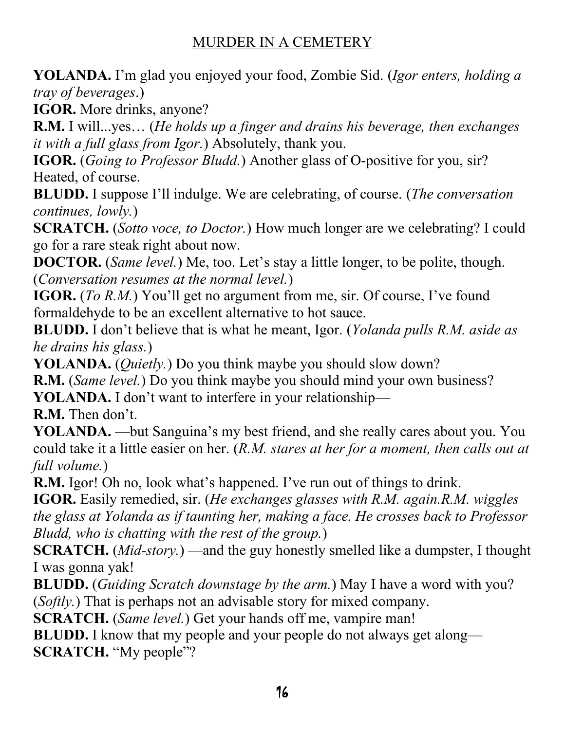**YOLANDA.** I'm glad you enjoyed your food, Zombie Sid. (*Igor enters, holding a tray of beverages*.)

**IGOR.** More drinks, anyone?

**R.M.** I will...yes… (*He holds up a finger and drains his beverage, then exchanges it with a full glass from Igor.*) Absolutely, thank you.

**IGOR.** (*Going to Professor Bludd.*) Another glass of O-positive for you, sir? Heated, of course.

**BLUDD.** I suppose I'll indulge. We are celebrating, of course. (*The conversation continues, lowly.*)

**SCRATCH.** (*Sotto voce, to Doctor.*) How much longer are we celebrating? I could go for a rare steak right about now.

**DOCTOR.** (*Same level.*) Me, too. Let's stay a little longer, to be polite, though. (*Conversation resumes at the normal level.*)

**IGOR.** (*To R.M.*) You'll get no argument from me, sir. Of course, I've found formaldehyde to be an excellent alternative to hot sauce.

**BLUDD.** I don't believe that is what he meant, Igor. (*Yolanda pulls R.M. aside as he drains his glass.*)

**YOLANDA.** (*Quietly.*) Do you think maybe you should slow down?

**R.M.** (*Same level.*) Do you think maybe you should mind your own business?

**YOLANDA.** I don't want to interfere in your relationship—

**R.M.** Then don't.

**YOLANDA.** —but Sanguina's my best friend, and she really cares about you. You could take it a little easier on her. (*R.M. stares at her for a moment, then calls out at full volume.*)

**R.M.** Igor! Oh no, look what's happened. I've run out of things to drink.

**IGOR.** Easily remedied, sir. (*He exchanges glasses with R.M. again.R.M. wiggles the glass at Yolanda as if taunting her, making a face. He crosses back to Professor Bludd, who is chatting with the rest of the group.*)

**SCRATCH.** (*Mid-story.*) —and the guy honestly smelled like a dumpster, I thought I was gonna yak!

**BLUDD.** (*Guiding Scratch downstage by the arm.*) May I have a word with you? (*Softly.*) That is perhaps not an advisable story for mixed company.

**SCRATCH.** (*Same level.*) Get your hands off me, vampire man!

**BLUDD.** I know that my people and your people do not always get along—

**SCRATCH.** "My people"?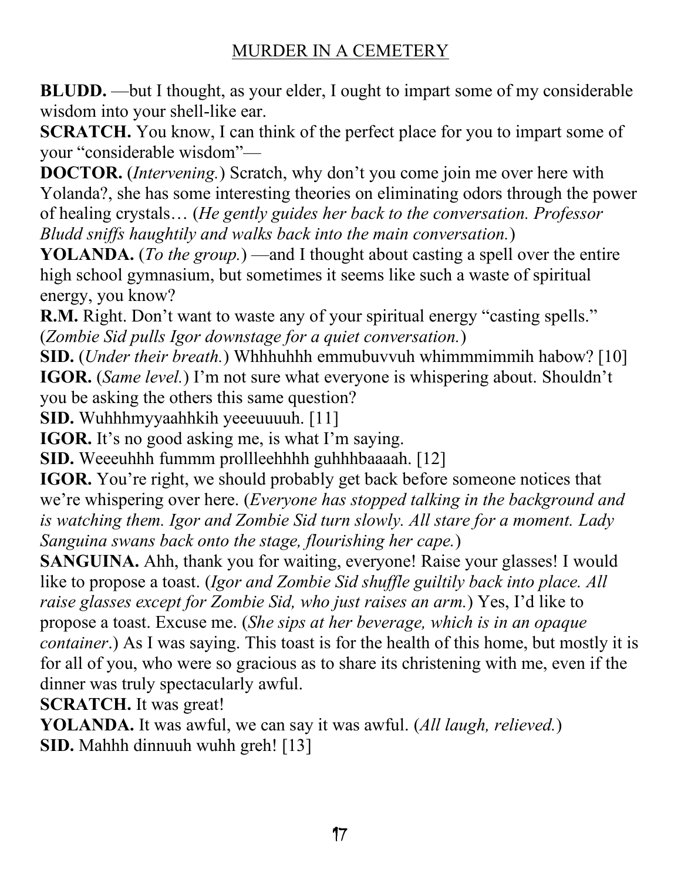**BLUDD.** —but I thought, as your elder, I ought to impart some of my considerable wisdom into your shell-like ear.

**SCRATCH.** You know, I can think of the perfect place for you to impart some of your "considerable wisdom"—

**DOCTOR.** (*Intervening.*) Scratch, why don't you come join me over here with Yolanda?, she has some interesting theories on eliminating odors through the power of healing crystals… (*He gently guides her back to the conversation. Professor Bludd sniffs haughtily and walks back into the main conversation.*)

**YOLANDA.** (*To the group.*) —and I thought about casting a spell over the entire high school gymnasium, but sometimes it seems like such a waste of spiritual energy, you know?

**R.M.** Right. Don't want to waste any of your spiritual energy "casting spells." (*Zombie Sid pulls Igor downstage for a quiet conversation.*)

**SID.** (*Under their breath.*) Whhhuhhh emmubuvvuh whimmmimmih habow? [10]

**IGOR.** (*Same level.*) I'm not sure what everyone is whispering about. Shouldn't you be asking the others this same question?

**SID.** Wuhhhmyyaahhkih yeeeuuuuh. [11]

**IGOR.** It's no good asking me, is what I'm saying.

**SID.** Weeeuhhh fummm prollleehhhh guhhhbaaaah. [12]

**IGOR.** You're right, we should probably get back before someone notices that we're whispering over here. (*Everyone has stopped talking in the background and is watching them. Igor and Zombie Sid turn slowly. All stare for a moment. Lady Sanguina swans back onto the stage, flourishing her cape.*)

**SANGUINA.** Ahh, thank you for waiting, everyone! Raise your glasses! I would like to propose a toast. (*Igor and Zombie Sid shuffle guiltily back into place. All raise glasses except for Zombie Sid, who just raises an arm.*) Yes, I'd like to propose a toast. Excuse me. (*She sips at her beverage, which is in an opaque container*.) As I was saying. This toast is for the health of this home, but mostly it is for all of you, who were so gracious as to share its christening with me, even if the dinner was truly spectacularly awful.

**SCRATCH.** It was great!

**YOLANDA.** It was awful, we can say it was awful. (*All laugh, relieved.*)

**SID.** Mahhh dinnuuh wuhh greh! [13]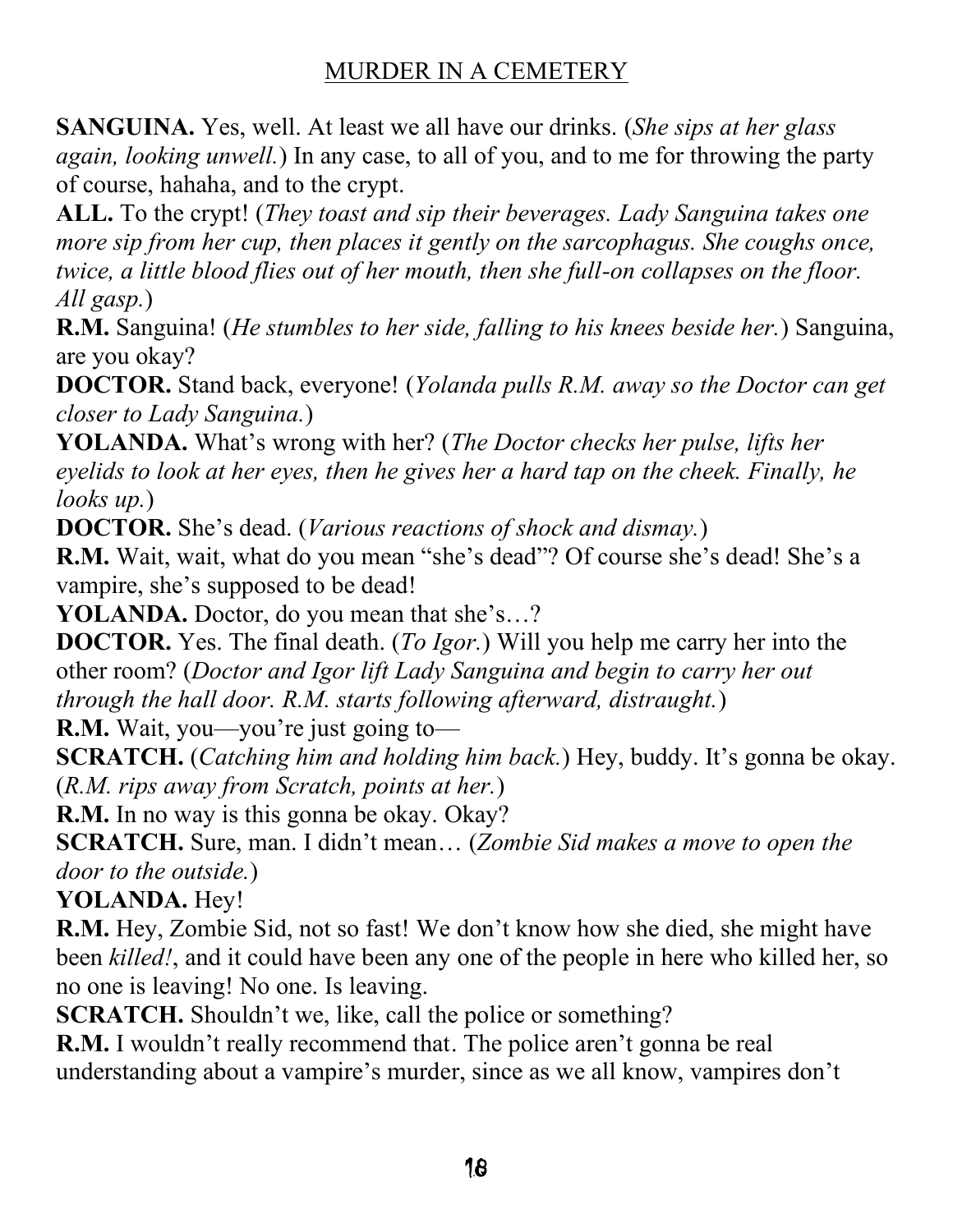**SANGUINA.** Yes, well. At least we all have our drinks. (*She sips at her glass again, looking unwell.*) In any case, to all of you, and to me for throwing the party of course, hahaha, and to the crypt.

**ALL.** To the crypt! (*They toast and sip their beverages. Lady Sanguina takes one more sip from her cup, then places it gently on the sarcophagus. She coughs once, twice, a little blood flies out of her mouth, then she full-on collapses on the floor. All gasp.*)

**R.M.** Sanguina! (*He stumbles to her side, falling to his knees beside her.*) Sanguina, are you okay?

**DOCTOR.** Stand back, everyone! (*Yolanda pulls R.M. away so the Doctor can get closer to Lady Sanguina.*)

**YOLANDA.** What's wrong with her? (*The Doctor checks her pulse, lifts her eyelids to look at her eyes, then he gives her a hard tap on the cheek. Finally, he looks up.*)

**DOCTOR.** She's dead. (*Various reactions of shock and dismay.*)

**R.M.** Wait, wait, what do you mean "she's dead"? Of course she's dead! She's a vampire, she's supposed to be dead!

**YOLANDA.** Doctor, do you mean that she's…?

**DOCTOR.** Yes. The final death. (*To Igor.*) Will you help me carry her into the other room? (*Doctor and Igor lift Lady Sanguina and begin to carry her out through the hall door. R.M. starts following afterward, distraught.*)

**R.M.** Wait, you—you're just going to—

**SCRATCH.** (*Catching him and holding him back.*) Hey, buddy. It's gonna be okay. (*R.M. rips away from Scratch, points at her.*)

**R.M.** In no way is this gonna be okay. Okay?

**SCRATCH.** Sure, man. I didn't mean… (*Zombie Sid makes a move to open the door to the outside.*)

**YOLANDA.** Hey!

**R.M.** Hey, Zombie Sid, not so fast! We don't know how she died, she might have been *killed!*, and it could have been any one of the people in here who killed her, so no one is leaving! No one. Is leaving.

**SCRATCH.** Shouldn't we, like, call the police or something?

**R.M.** I wouldn't really recommend that. The police aren't gonna be real understanding about a vampire's murder, since as we all know, vampires don't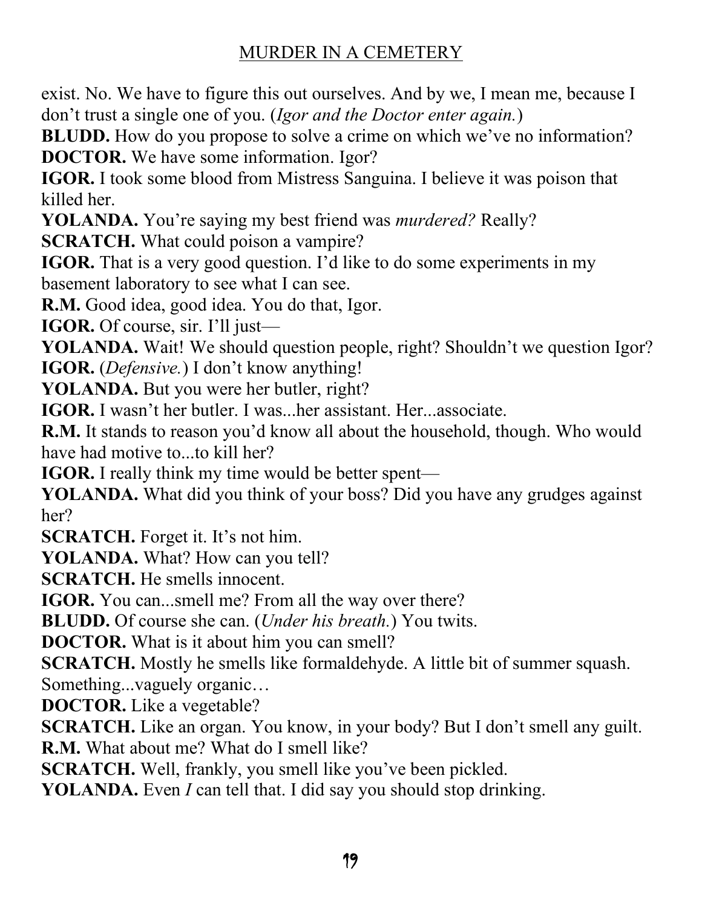exist. No. We have to figure this out ourselves. And by we, I mean me, because I don't trust a single one of you. (*Igor and the Doctor enter again.*)

**BLUDD.** How do you propose to solve a crime on which we've no information?

**DOCTOR.** We have some information. Igor?

**IGOR.** I took some blood from Mistress Sanguina. I believe it was poison that killed her.

**YOLANDA.** You're saying my best friend was *murdered?* Really?

**SCRATCH.** What could poison a vampire?

**IGOR.** That is a very good question. I'd like to do some experiments in my basement laboratory to see what I can see.

**R.M.** Good idea, good idea. You do that, Igor.

**IGOR.** Of course, sir. I'll just—

**YOLANDA.** Wait! We should question people, right? Shouldn't we question Igor?

**IGOR.** (*Defensive.*) I don't know anything!

**YOLANDA.** But you were her butler, right?

**IGOR.** I wasn't her butler. I was...her assistant. Her...associate.

**R.M.** It stands to reason you'd know all about the household, though. Who would have had motive to...to kill her?

**IGOR.** I really think my time would be better spent—

**YOLANDA.** What did you think of your boss? Did you have any grudges against her?

**SCRATCH.** Forget it. It's not him.

**YOLANDA.** What? How can you tell?

**SCRATCH.** He smells innocent.

**IGOR.** You can...smell me? From all the way over there?

**BLUDD.** Of course she can. (*Under his breath.*) You twits.

**DOCTOR.** What is it about him you can smell?

**SCRATCH.** Mostly he smells like formaldehyde. A little bit of summer squash. Something...vaguely organic…

**DOCTOR.** Like a vegetable?

**SCRATCH.** Like an organ. You know, in your body? But I don't smell any guilt.

**R.M.** What about me? What do I smell like?

**SCRATCH.** Well, frankly, you smell like you've been pickled.

**YOLANDA.** Even *I* can tell that. I did say you should stop drinking.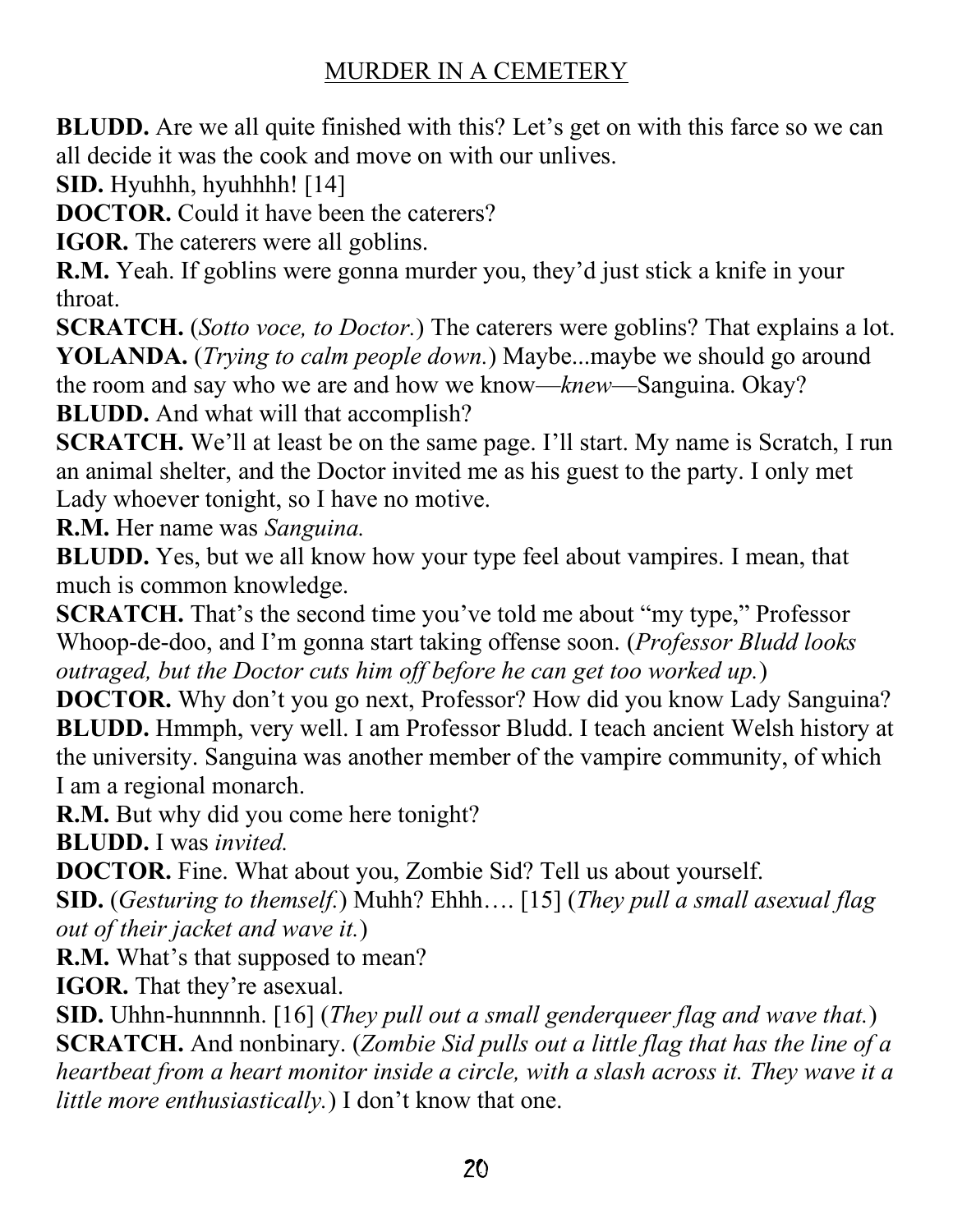**BLUDD.** Are we all quite finished with this? Let's get on with this farce so we can all decide it was the cook and move on with our unlives.

**SID.** Hyuhhh, hyuhhhh! [14]

**DOCTOR.** Could it have been the caterers?

**IGOR.** The caterers were all goblins.

**R.M.** Yeah. If goblins were gonna murder you, they'd just stick a knife in your throat.

**SCRATCH.** (*Sotto voce, to Doctor.*) The caterers were goblins? That explains a lot.

**YOLANDA.** (*Trying to calm people down.*) Maybe...maybe we should go around the room and say who we are and how we know—*knew*—Sanguina. Okay?

**BLUDD.** And what will that accomplish?

**SCRATCH.** We'll at least be on the same page. I'll start. My name is Scratch, I run an animal shelter, and the Doctor invited me as his guest to the party. I only met Lady whoever tonight, so I have no motive.

**R.M.** Her name was *Sanguina.*

**BLUDD.** Yes, but we all know how your type feel about vampires. I mean, that much is common knowledge.

**SCRATCH.** That's the second time you've told me about "my type," Professor Whoop-de-doo, and I'm gonna start taking offense soon. (*Professor Bludd looks outraged, but the Doctor cuts him off before he can get too worked up.*)

**DOCTOR.** Why don't you go next, Professor? How did you know Lady Sanguina?

**BLUDD.** Hmmph, very well. I am Professor Bludd. I teach ancient Welsh history at the university. Sanguina was another member of the vampire community, of which I am a regional monarch.

**R.M.** But why did you come here tonight?

**BLUDD.** I was *invited.*

**DOCTOR.** Fine. What about you, Zombie Sid? Tell us about yourself.

**SID.** (*Gesturing to themself.*) Muhh? Ehhh…. [15] (*They pull a small asexual flag out of their jacket and wave it.*)

**R.M.** What's that supposed to mean?

**IGOR.** That they're asexual.

**SID.** Uhhn-hunnnnh. [16] (*They pull out a small genderqueer flag and wave that.*)

**SCRATCH.** And nonbinary. (*Zombie Sid pulls out a little flag that has the line of a heartbeat from a heart monitor inside a circle, with a slash across it. They wave it a little more enthusiastically.*) I don't know that one.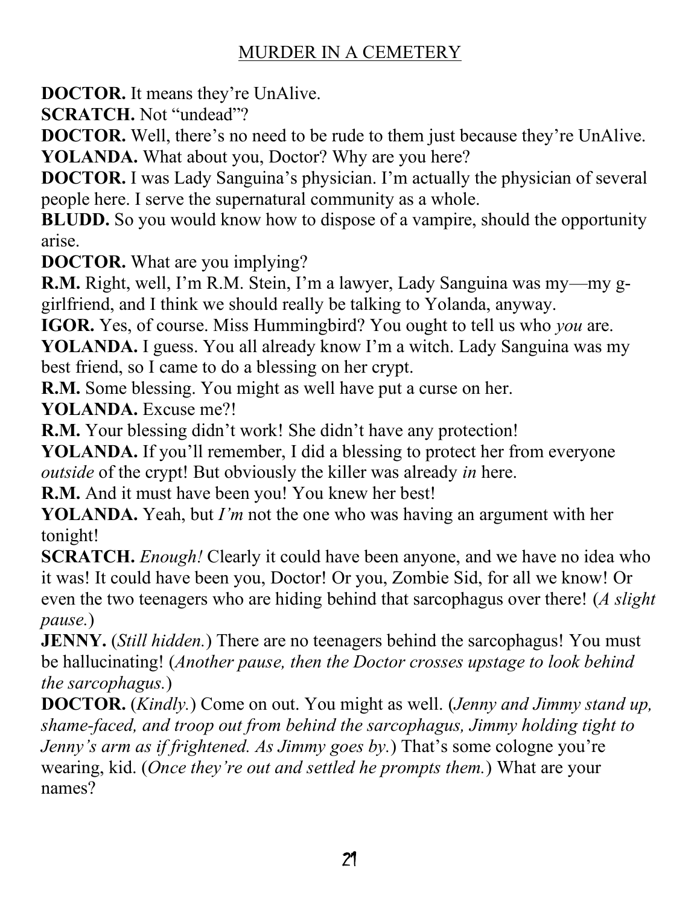**DOCTOR.** It means they're UnAlive.

**SCRATCH.** Not "undead"?

**DOCTOR.** Well, there's no need to be rude to them just because they're UnAlive.

**YOLANDA.** What about you, Doctor? Why are you here?

**DOCTOR.** I was Lady Sanguina's physician. I'm actually the physician of several people here. I serve the supernatural community as a whole.

**BLUDD.** So you would know how to dispose of a vampire, should the opportunity arise.

**DOCTOR.** What are you implying?

**R.M.** Right, well, I'm R.M. Stein, I'm a lawyer, Lady Sanguina was my—my g-girlfriend, and I think we should really be talking to Yolanda, anyway.

**IGOR.** Yes, of course. Miss Hummingbird? You ought to tell us who *you* are.

**YOLANDA.** I guess. You all already know I'm a witch. Lady Sanguina was my best friend, so I came to do a blessing on her crypt.

**R.M.** Some blessing. You might as well have put a curse on her.

**YOLANDA.** Excuse me?!

**R.M.** Your blessing didn't work! She didn't have any protection!

**YOLANDA.** If you'll remember, I did a blessing to protect her from everyone *outside* of the crypt! But obviously the killer was already *in* here.

**R.M.** And it must have been you! You knew her best!

**YOLANDA.** Yeah, but *I'm* not the one who was having an argument with her tonight!

**SCRATCH.** *Enough!* Clearly it could have been anyone, and we have no idea who it was! It could have been you, Doctor! Or you, Zombie Sid, for all we know! Or even the two teenagers who are hiding behind that sarcophagus over there! (*A slight pause.*)

**JENNY.** (*Still hidden.*) There are no teenagers behind the sarcophagus! You must be hallucinating! (*Another pause, then the Doctor crosses upstage to look behind the sarcophagus.*)

**DOCTOR.** (*Kindly.*) Come on out. You might as well. (*Jenny and Jimmy stand up, shame-faced, and troop out from behind the sarcophagus, Jimmy holding tight to Jenny's arm as if frightened. As Jimmy goes by.*) That's some cologne you're wearing, kid. (*Once they're out and settled he prompts them.*) What are your names?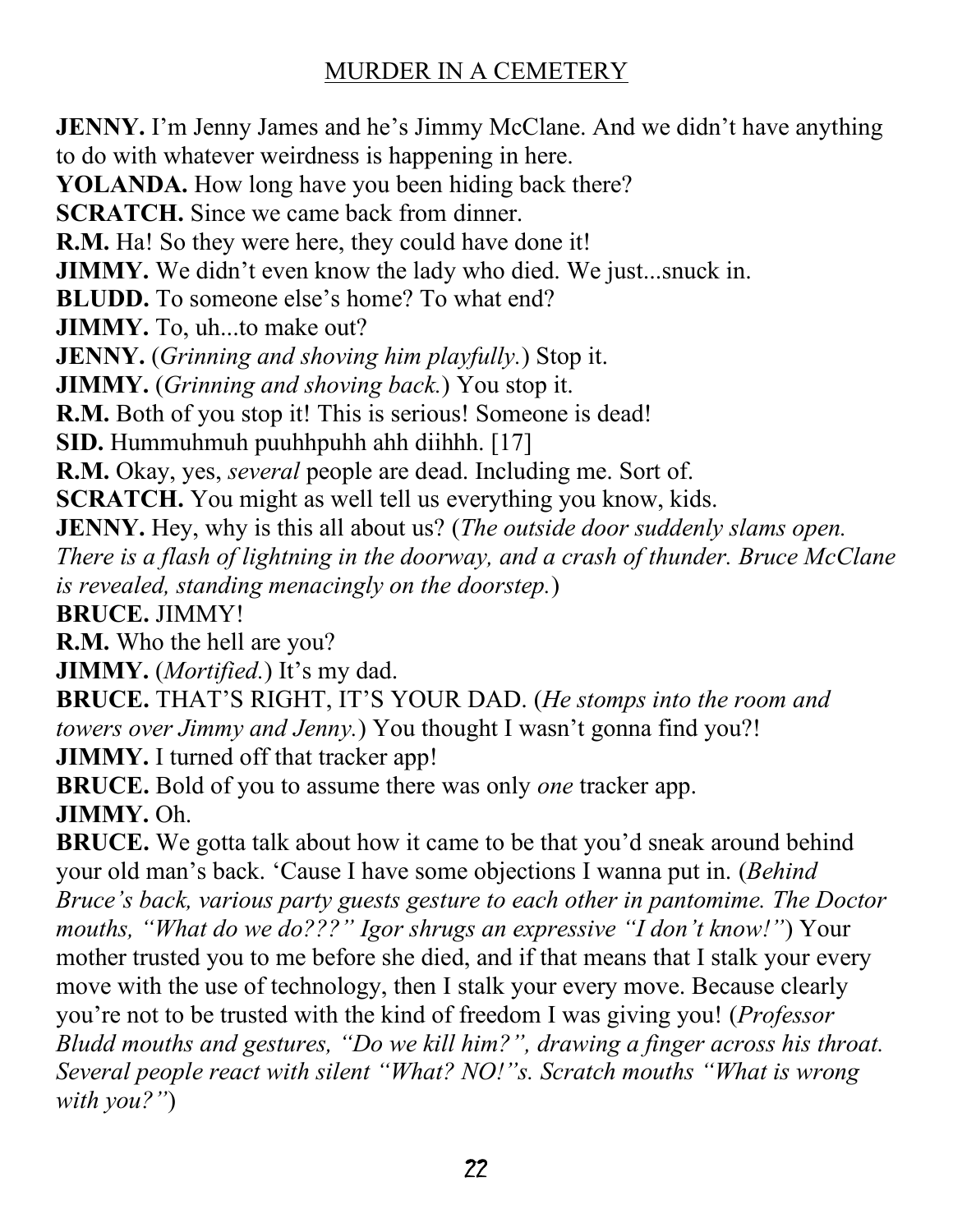**JENNY.** I'm Jenny James and he's Jimmy McClane. And we didn't have anything to do with whatever weirdness is happening in here.

**YOLANDA.** How long have you been hiding back there?

**SCRATCH.** Since we came back from dinner.

**R.M.** Ha! So they were here, they could have done it!

**JIMMY.** We didn't even know the lady who died. We just...snuck in.

**BLUDD.** To someone else's home? To what end?

**JIMMY.** To, uh...to make out?

**JENNY.** (*Grinning and shoving him playfully.*) Stop it.

**JIMMY.** (*Grinning and shoving back.*) You stop it.

**R.M.** Both of you stop it! This is serious! Someone is dead!

**SID.** Hummuhmuh puuhhpuhh ahh diihhh. [17]

**R.M.** Okay, yes, *several* people are dead. Including me. Sort of.

**SCRATCH.** You might as well tell us everything you know, kids.

**JENNY.** Hey, why is this all about us? (*The outside door suddenly slams open. There is a flash of lightning in the doorway, and a crash of thunder. Bruce McClane is revealed, standing menacingly on the doorstep.*)

**BRUCE.** JIMMY!

**R.M.** Who the hell are you?

**JIMMY.** (*Mortified.*) It's my dad.

**BRUCE.** THAT'S RIGHT, IT'S YOUR DAD. (*He stomps into the room and towers over Jimmy and Jenny.*) You thought I wasn't gonna find you?!

**JIMMY.** I turned off that tracker app!

**BRUCE.** Bold of you to assume there was only *one* tracker app.

**JIMMY.** Oh.

**BRUCE.** We gotta talk about how it came to be that you'd sneak around behind your old man's back. 'Cause I have some objections I wanna put in. (*Behind Bruce's back, various party guests gesture to each other in pantomime. The Doctor mouths, "What do we do???" Igor shrugs an expressive "I don't know!"*) Your mother trusted you to me before she died, and if that means that I stalk your every move with the use of technology, then I stalk your every move. Because clearly you're not to be trusted with the kind of freedom I was giving you! (*Professor Bludd mouths and gestures, "Do we kill him?", drawing a finger across his throat. Several people react with silent "What? NO!"s. Scratch mouths "What is wrong with you?"*)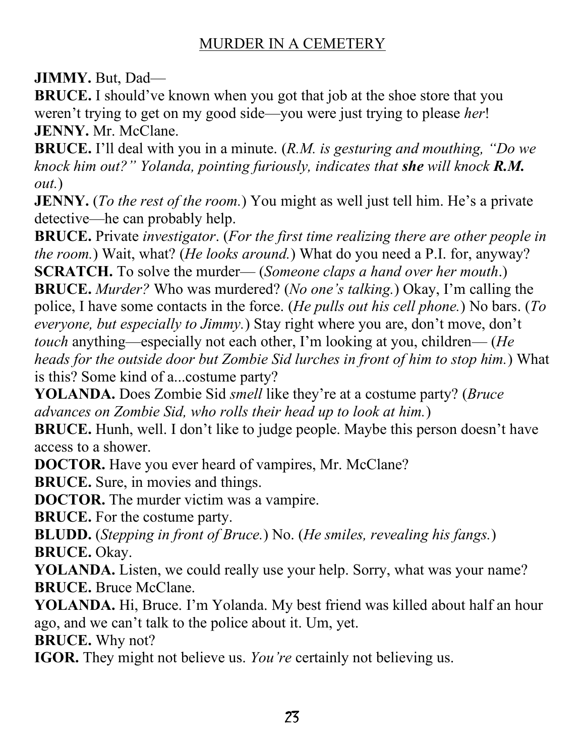**JIMMY.** But, Dad—

**BRUCE.** I should've known when you got that job at the shoe store that you weren't trying to get on my good side—you were just trying to please *her*!

**JENNY.** Mr. McClane.

**BRUCE.** I'll deal with you in a minute. (*R.M. is gesturing and mouthing, "Do we knock him out?" Yolanda, pointing furiously, indicates that* ***she*** *will knock* ***R.M.*** *out.*)

**JENNY.** (*To the rest of the room.*) You might as well just tell him. He's a private detective—he can probably help.

**BRUCE.** Private *investigator*. (*For the first time realizing there are other people in the room.*) Wait, what? (*He looks around.*) What do you need a P.I. for, anyway?

**SCRATCH.** To solve the murder— (*Someone claps a hand over her mouth*.)

**BRUCE.** *Murder?* Who was murdered? (*No one's talking.*) Okay, I'm calling the police, I have some contacts in the force. (*He pulls out his cell phone.*) No bars. (*To everyone, but especially to Jimmy.*) Stay right where you are, don't move, don't *touch* anything—especially not each other, I'm looking at you, children— (*He heads for the outside door but Zombie Sid lurches in front of him to stop him.*) What is this? Some kind of a...costume party?

**YOLANDA.** Does Zombie Sid *smell* like they're at a costume party? (*Bruce advances on Zombie Sid, who rolls their head up to look at him.*)

**BRUCE.** Hunh, well. I don't like to judge people. Maybe this person doesn't have access to a shower.

**DOCTOR.** Have you ever heard of vampires, Mr. McClane?

**BRUCE.** Sure, in movies and things.

**DOCTOR.** The murder victim was a vampire.

**BRUCE.** For the costume party.

**BLUDD.** (*Stepping in front of Bruce.*) No. (*He smiles, revealing his fangs.*)

**BRUCE.** Okay.

**YOLANDA.** Listen, we could really use your help. Sorry, what was your name?

**BRUCE.** Bruce McClane.

**YOLANDA.** Hi, Bruce. I'm Yolanda. My best friend was killed about half an hour ago, and we can't talk to the police about it. Um, yet.

**BRUCE.** Why not?

**IGOR.** They might not believe us. *You're* certainly not believing us.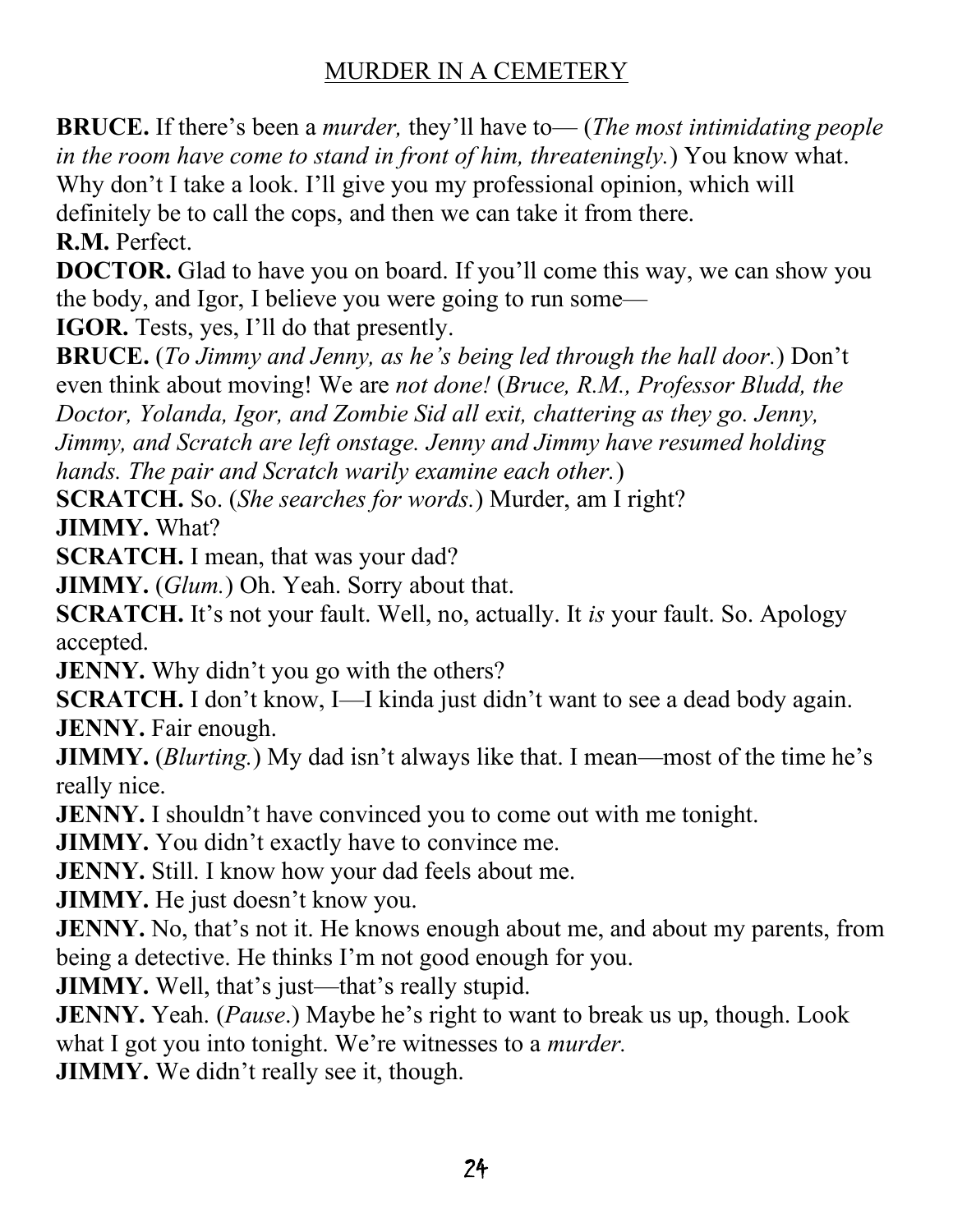**BRUCE.** If there's been a *murder,* they'll have to— (*The most intimidating people in the room have come to stand in front of him, threateningly.*) You know what. Why don't I take a look. I'll give you my professional opinion, which will definitely be to call the cops, and then we can take it from there.

**R.M.** Perfect.

**DOCTOR.** Glad to have you on board. If you'll come this way, we can show you the body, and Igor, I believe you were going to run some—

**IGOR.** Tests, yes, I'll do that presently.

**BRUCE.** (*To Jimmy and Jenny, as he's being led through the hall door.*) Don't even think about moving! We are *not done!* (*Bruce, R.M., Professor Bludd, the Doctor, Yolanda, Igor, and Zombie Sid all exit, chattering as they go. Jenny, Jimmy, and Scratch are left onstage. Jenny and Jimmy have resumed holding hands. The pair and Scratch warily examine each other.*)

**SCRATCH.** So. (*She searches for words.*) Murder, am I right?

**JIMMY.** What?

**SCRATCH.** I mean, that was your dad?

**JIMMY.** (*Glum.*) Oh. Yeah. Sorry about that.

**SCRATCH.** It's not your fault. Well, no, actually. It *is* your fault. So. Apology accepted.

**JENNY.** Why didn't you go with the others?

**SCRATCH.** I don't know, I—I kinda just didn't want to see a dead body again.

**JENNY.** Fair enough.

**JIMMY.** (*Blurting.*) My dad isn't always like that. I mean—most of the time he's really nice.

**JENNY.** I shouldn't have convinced you to come out with me tonight.

**JIMMY.** You didn't exactly have to convince me.

**JENNY.** Still. I know how your dad feels about me.

**JIMMY.** He just doesn't know you.

**JENNY.** No, that's not it. He knows enough about me, and about my parents, from being a detective. He thinks I'm not good enough for you.

**JIMMY.** Well, that's just—that's really stupid.

**JENNY.** Yeah. (*Pause.*) Maybe he's right to want to break us up, though. Look what I got you into tonight. We're witnesses to a *murder.*

**JIMMY.** We didn't really see it, though.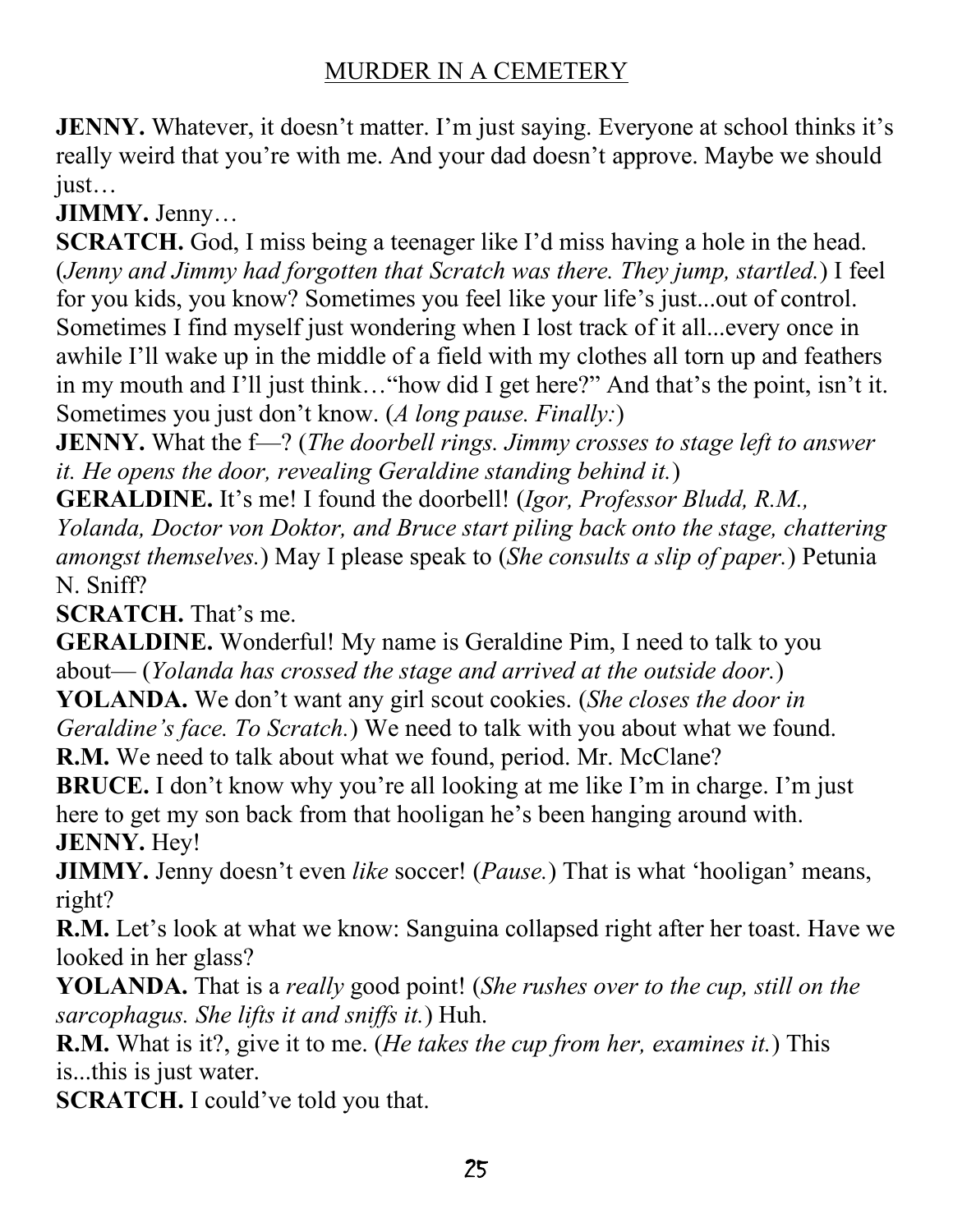**JENNY.** Whatever, it doesn't matter. I'm just saying. Everyone at school thinks it's really weird that you're with me. And your dad doesn't approve. Maybe we should just…

**JIMMY.** Jenny…

**SCRATCH.** God, I miss being a teenager like I'd miss having a hole in the head. (*Jenny and Jimmy had forgotten that Scratch was there. They jump, startled.*) I feel for you kids, you know? Sometimes you feel like your life's just...out of control. Sometimes I find myself just wondering when I lost track of it all...every once in awhile I'll wake up in the middle of a field with my clothes all torn up and feathers in my mouth and I'll just think…"how did I get here?" And that's the point, isn't it. Sometimes you just don't know. (*A long pause. Finally:*)

**JENNY.** What the f—? (*The doorbell rings. Jimmy crosses to stage left to answer it. He opens the door, revealing Geraldine standing behind it.*)

**GERALDINE.** It's me! I found the doorbell! (*Igor, Professor Bludd, R.M., Yolanda, Doctor von Doktor, and Bruce start piling back onto the stage, chattering amongst themselves.*) May I please speak to (*She consults a slip of paper.*) Petunia N. Sniff?

**SCRATCH.** That's me.

**GERALDINE.** Wonderful! My name is Geraldine Pim, I need to talk to you about— (*Yolanda has crossed the stage and arrived at the outside door.*)

**YOLANDA.** We don't want any girl scout cookies. (*She closes the door in Geraldine's face. To Scratch.*) We need to talk with you about what we found.

**R.M.** We need to talk about what we found, period. Mr. McClane?

**BRUCE.** I don't know why you're all looking at me like I'm in charge. I'm just here to get my son back from that hooligan he's been hanging around with.

**JENNY.** Hey!

**JIMMY.** Jenny doesn't even *like* soccer! (*Pause.*) That is what 'hooligan' means, right?

**R.M.** Let's look at what we know: Sanguina collapsed right after her toast. Have we looked in her glass?

**YOLANDA.** That is a *really* good point! (*She rushes over to the cup, still on the sarcophagus. She lifts it and sniffs it.*) Huh.

**R.M.** What is it?, give it to me. (*He takes the cup from her, examines it.*) This is...this is just water.

**SCRATCH.** I could've told you that.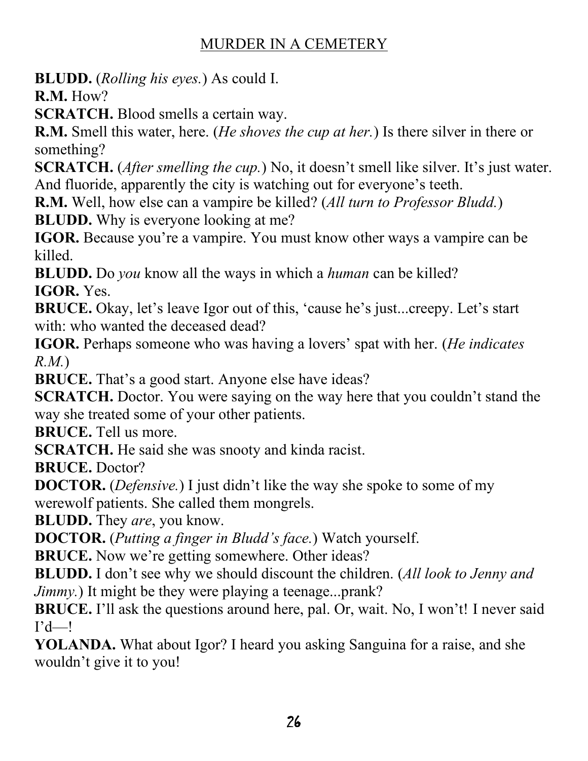**BLUDD.** (*Rolling his eyes.*) As could I.

**R.M.** How?

**SCRATCH.** Blood smells a certain way.

**R.M.** Smell this water, here. (*He shoves the cup at her.*) Is there silver in there or something?

**SCRATCH.** (*After smelling the cup.*) No, it doesn't smell like silver. It's just water. And fluoride, apparently the city is watching out for everyone's teeth.

**R.M.** Well, how else can a vampire be killed? (*All turn to Professor Bludd.*)

**BLUDD.** Why is everyone looking at me?

**IGOR.** Because you're a vampire. You must know other ways a vampire can be killed.

**BLUDD.** Do *you* know all the ways in which a *human* can be killed?

**IGOR.** Yes.

**BRUCE.** Okay, let's leave Igor out of this, 'cause he's just...creepy. Let's start with: who wanted the deceased dead?

**IGOR.** Perhaps someone who was having a lovers' spat with her. (*He indicates R.M.*)

**BRUCE.** That's a good start. Anyone else have ideas?

**SCRATCH.** Doctor. You were saying on the way here that you couldn't stand the way she treated some of your other patients.

**BRUCE.** Tell us more.

**SCRATCH.** He said she was snooty and kinda racist.

**BRUCE.** Doctor?

**DOCTOR.** (*Defensive.*) I just didn't like the way she spoke to some of my werewolf patients. She called them mongrels.

**BLUDD.** They *are*, you know.

**DOCTOR.** (*Putting a finger in Bludd's face.*) Watch yourself.

**BRUCE.** Now we're getting somewhere. Other ideas?

**BLUDD.** I don't see why we should discount the children. (*All look to Jenny and Jimmy.*) It might be they were playing a teenage...prank?

**BRUCE.** I'll ask the questions around here, pal. Or, wait. No, I won't! I never said I'd—!

**YOLANDA.** What about Igor? I heard you asking Sanguina for a raise, and she wouldn't give it to you!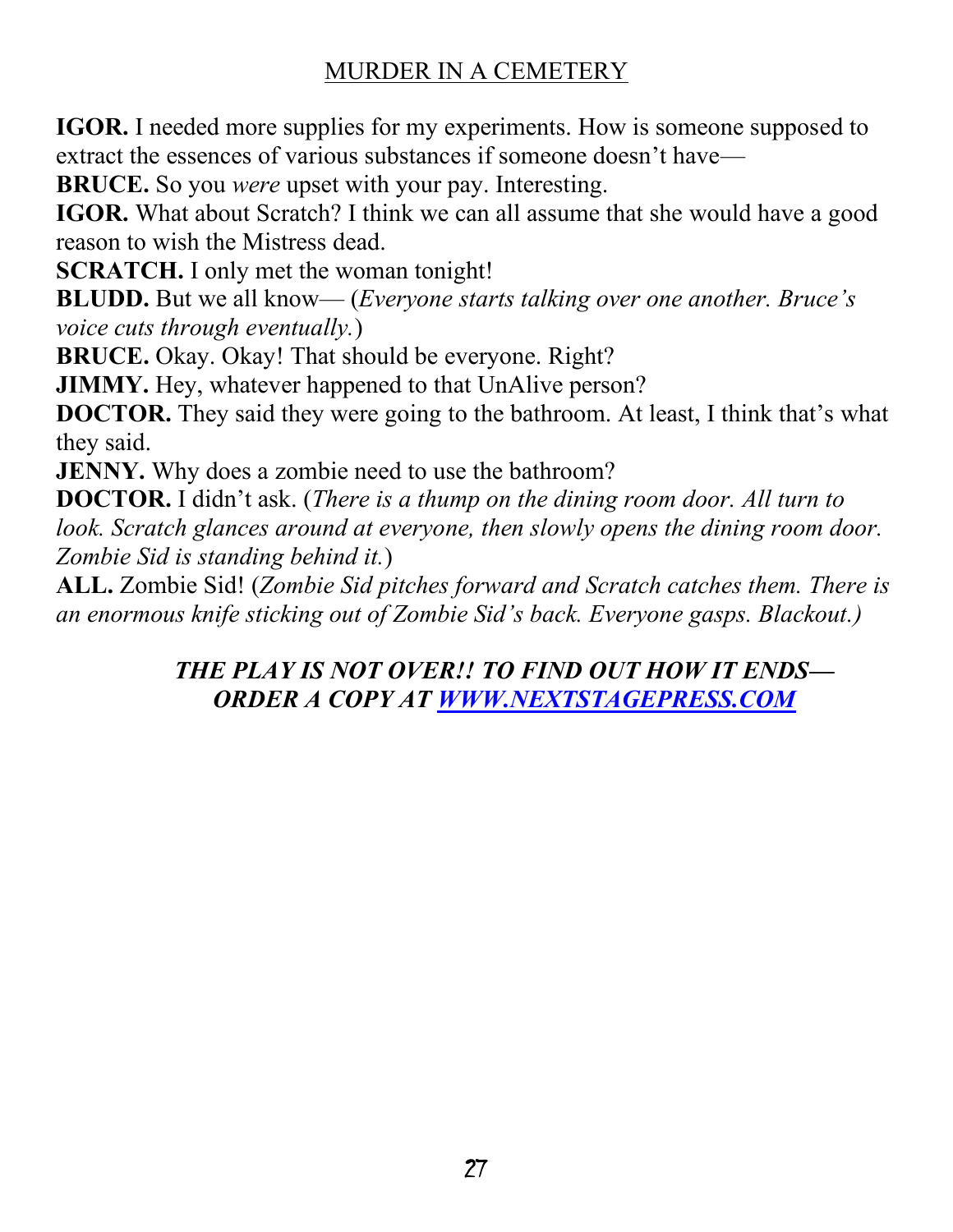**IGOR.** I needed more supplies for my experiments. How is someone supposed to extract the essences of various substances if someone doesn't have—

**BRUCE.** So you *were* upset with your pay. Interesting.

**IGOR.** What about Scratch? I think we can all assume that she would have a good reason to wish the Mistress dead.

**SCRATCH.** I only met the woman tonight!

**BLUDD.** But we all know— (*Everyone starts talking over one another. Bruce's voice cuts through eventually.*)

**BRUCE.** Okay. Okay! That should be everyone. Right?

**JIMMY.** Hey, whatever happened to that UnAlive person?

**DOCTOR.** They said they were going to the bathroom. At least, I think that's what they said.

**JENNY.** Why does a zombie need to use the bathroom?

**DOCTOR.** I didn't ask. (*There is a thump on the dining room door. All turn to look. Scratch glances around at everyone, then slowly opens the dining room door. Zombie Sid is standing behind it.*)

**ALL.** Zombie Sid! (*Zombie Sid pitches forward and Scratch catches them. There is an enormous knife sticking out of Zombie Sid's back. Everyone gasps. Blackout.)*

***THE PLAY IS NOT OVER!! TO FIND OUT HOW IT ENDS— ORDER A COPY AT [WWW.NEXTSTAGEPRESS.COM](http://WWW.NEXTSTAGEPRESS.COM)***